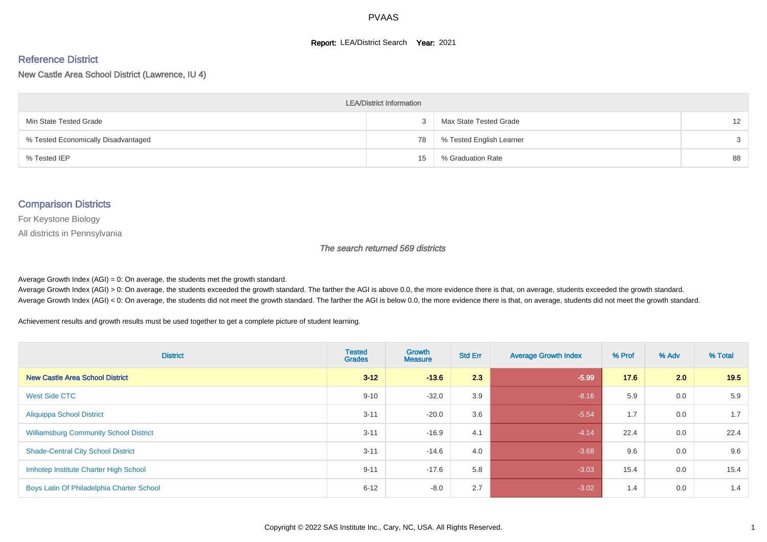# PVAAS

**Report:** LEA/District Search **Year:** 2021

## Reference District

New Castle Area School District (Lawrence, IU 4)

| LEA/District Information | | | |
|---|---|---|---|
| Min State Tested Grade | 3 | Max State Tested Grade | 12 |
| % Tested Economically Disadvantaged | 78 | % Tested English Learner | 3 |
| % Tested IEP | 15 | % Graduation Rate | 88 |

## Comparison Districts

For Keystone Biology

All districts in Pennsylvania

*The search returned 569 districts*

Average Growth Index (AGI) = 0: On average, the students met the growth standard.
Average Growth Index (AGI) > 0: On average, the students exceeded the growth standard. The farther the AGI is above 0.0, the more evidence there is that, on average, students exceeded the growth standard.
Average Growth Index (AGI) < 0: On average, the students did not meet the growth standard. The farther the AGI is below 0.0, the more evidence there is that, on average, students did not meet the growth standard.

Achievement results and growth results must be used together to get a complete picture of student learning.

| District | Tested Grades | Growth Measure | Std Err | Average Growth Index | % Prof | % Adv | % Total |
|---|---|---|---|---|---|---|---|
| **New Castle Area School District** | **3-12** | **-13.6** | **2.3** | **-5.99** | **17.6** | **2.0** | **19.5** |
| West Side CTC | 9-10 | -32.0 | 3.9 | -8.16 | 5.9 | 0.0 | 5.9 |
| Aliquippa School District | 3-11 | -20.0 | 3.6 | -5.54 | 1.7 | 0.0 | 1.7 |
| Williamsburg Community School District | 3-11 | -16.9 | 4.1 | -4.14 | 22.4 | 0.0 | 22.4 |
| Shade-Central City School District | 3-11 | -14.6 | 4.0 | -3.68 | 9.6 | 0.0 | 9.6 |
| Imhotep Institute Charter High School | 9-11 | -17.6 | 5.8 | -3.03 | 15.4 | 0.0 | 15.4 |
| Boys Latin Of Philadelphia Charter School | 6-12 | -8.0 | 2.7 | -3.02 | 1.4 | 0.0 | 1.4 |

Copyright © 2022 SAS Institute Inc., Cary, NC, USA. All Rights Reserved.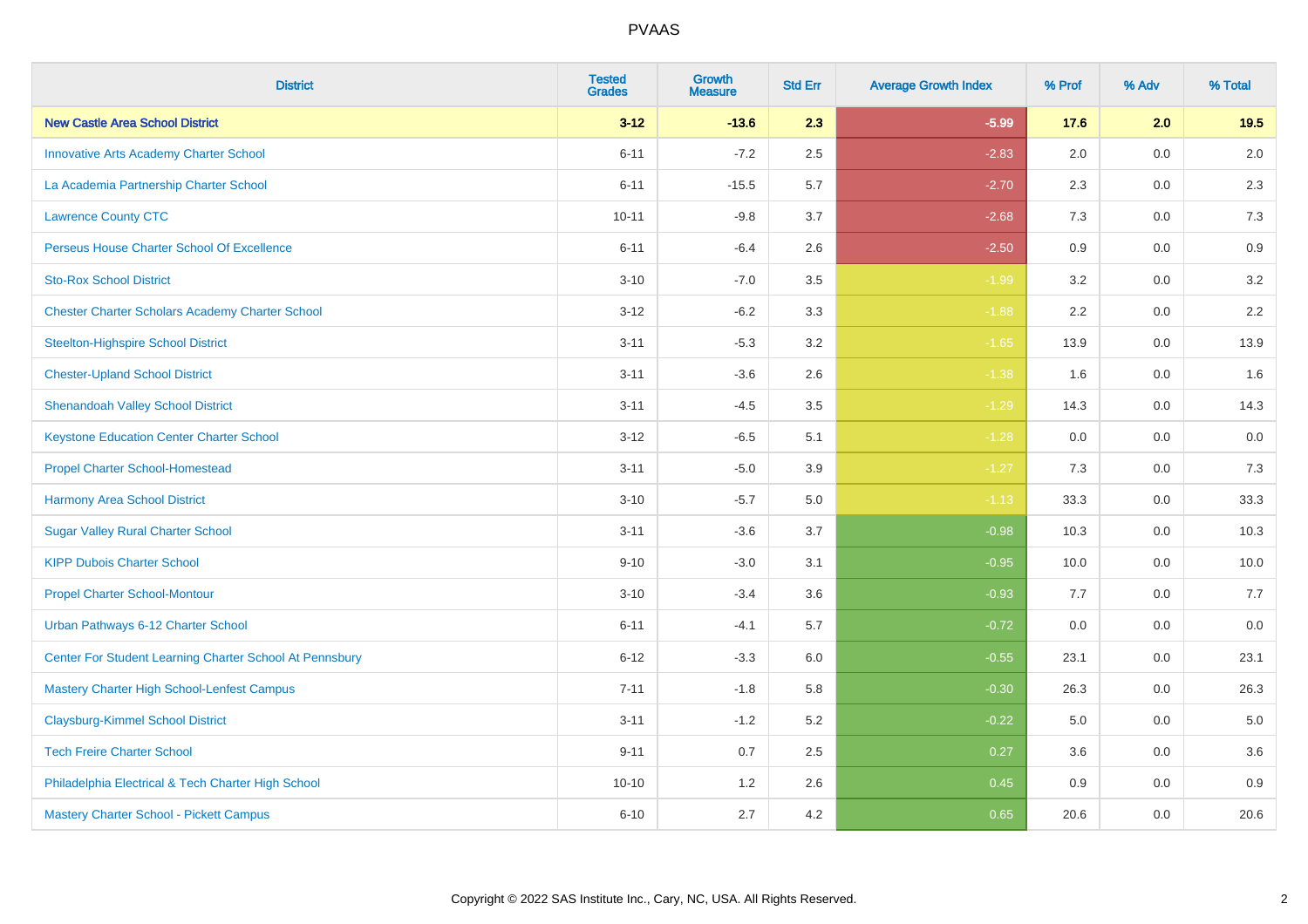| District | Tested Grades | Growth Measure | Std Err | Average Growth Index | % Prof | % Adv | % Total |
|---|---|---|---|---|---|---|---|
| **New Castle Area School District** | **3-12** | **-13.6** | **2.3** | **-5.99** | **17.6** | **2.0** | **19.5** |
| Innovative Arts Academy Charter School | 6-11 | -7.2 | 2.5 | -2.83 | 2.0 | 0.0 | 2.0 |
| La Academia Partnership Charter School | 6-11 | -15.5 | 5.7 | -2.70 | 2.3 | 0.0 | 2.3 |
| Lawrence County CTC | 10-11 | -9.8 | 3.7 | -2.68 | 7.3 | 0.0 | 7.3 |
| Perseus House Charter School Of Excellence | 6-11 | -6.4 | 2.6 | -2.50 | 0.9 | 0.0 | 0.9 |
| Sto-Rox School District | 3-10 | -7.0 | 3.5 | -1.99 | 3.2 | 0.0 | 3.2 |
| Chester Charter Scholars Academy Charter School | 3-12 | -6.2 | 3.3 | -1.88 | 2.2 | 0.0 | 2.2 |
| Steelton-Highspire School District | 3-11 | -5.3 | 3.2 | -1.65 | 13.9 | 0.0 | 13.9 |
| Chester-Upland School District | 3-11 | -3.6 | 2.6 | -1.38 | 1.6 | 0.0 | 1.6 |
| Shenandoah Valley School District | 3-11 | -4.5 | 3.5 | -1.29 | 14.3 | 0.0 | 14.3 |
| Keystone Education Center Charter School | 3-12 | -6.5 | 5.1 | -1.28 | 0.0 | 0.0 | 0.0 |
| Propel Charter School-Homestead | 3-11 | -5.0 | 3.9 | -1.27 | 7.3 | 0.0 | 7.3 |
| Harmony Area School District | 3-10 | -5.7 | 5.0 | -1.13 | 33.3 | 0.0 | 33.3 |
| Sugar Valley Rural Charter School | 3-11 | -3.6 | 3.7 | -0.98 | 10.3 | 0.0 | 10.3 |
| KIPP Dubois Charter School | 9-10 | -3.0 | 3.1 | -0.95 | 10.0 | 0.0 | 10.0 |
| Propel Charter School-Montour | 3-10 | -3.4 | 3.6 | -0.93 | 7.7 | 0.0 | 7.7 |
| Urban Pathways 6-12 Charter School | 6-11 | -4.1 | 5.7 | -0.72 | 0.0 | 0.0 | 0.0 |
| Center For Student Learning Charter School At Pennsbury | 6-12 | -3.3 | 6.0 | -0.55 | 23.1 | 0.0 | 23.1 |
| Mastery Charter High School-Lenfest Campus | 7-11 | -1.8 | 5.8 | -0.30 | 26.3 | 0.0 | 26.3 |
| Claysburg-Kimmel School District | 3-11 | -1.2 | 5.2 | -0.22 | 5.0 | 0.0 | 5.0 |
| Tech Freire Charter School | 9-11 | 0.7 | 2.5 | 0.27 | 3.6 | 0.0 | 3.6 |
| Philadelphia Electrical & Tech Charter High School | 10-10 | 1.2 | 2.6 | 0.45 | 0.9 | 0.0 | 0.9 |
| Mastery Charter School - Pickett Campus | 6-10 | 2.7 | 4.2 | 0.65 | 20.6 | 0.0 | 20.6 |

Copyright © 2022 SAS Institute Inc., Cary, NC, USA. All Rights Reserved.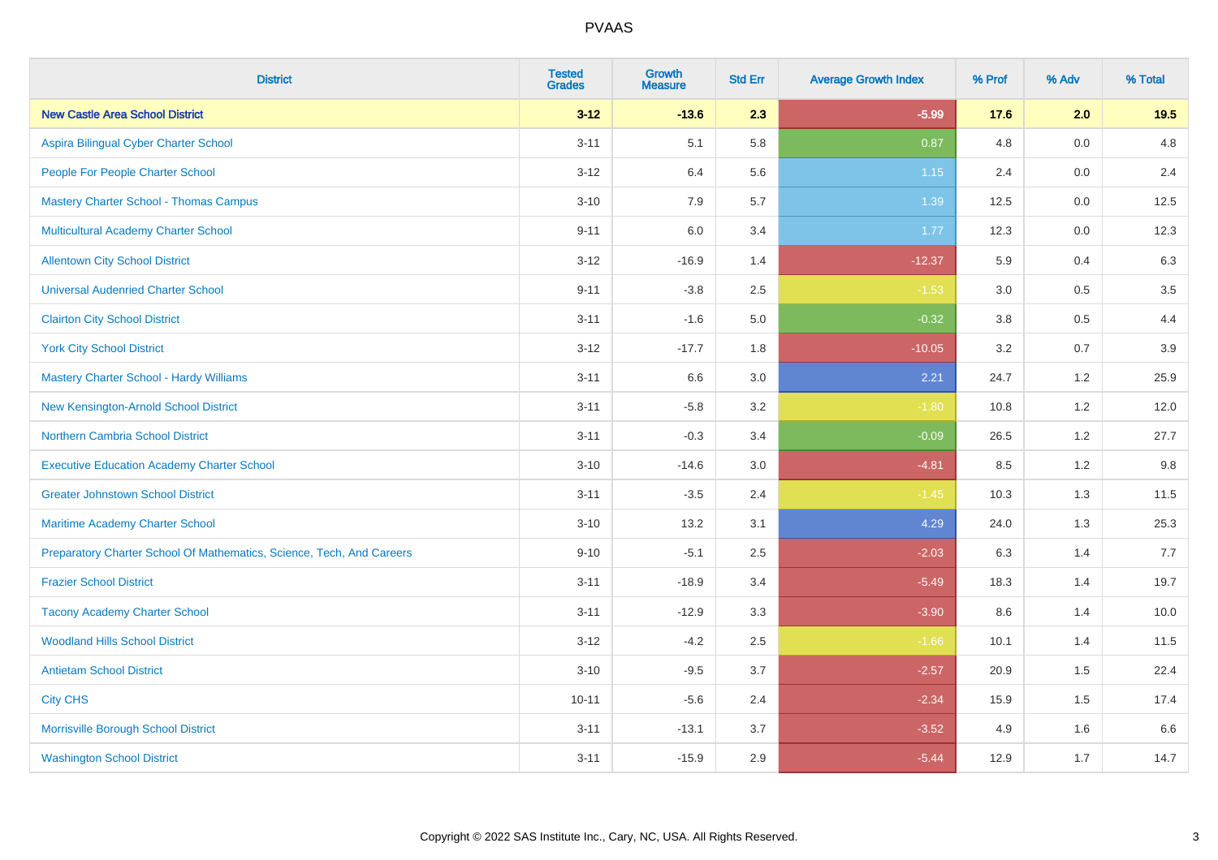| District | Tested Grades | Growth Measure | Std Err | Average Growth Index | % Prof | % Adv | % Total |
|---|---|---|---|---|---|---|---|
| **New Castle Area School District** | **3-12** | **-13.6** | **2.3** | **-5.99** | **17.6** | **2.0** | **19.5** |
| Aspira Bilingual Cyber Charter School | 3-11 | 5.1 | 5.8 | 0.87 | 4.8 | 0.0 | 4.8 |
| People For People Charter School | 3-12 | 6.4 | 5.6 | 1.15 | 2.4 | 0.0 | 2.4 |
| Mastery Charter School - Thomas Campus | 3-10 | 7.9 | 5.7 | 1.39 | 12.5 | 0.0 | 12.5 |
| Multicultural Academy Charter School | 9-11 | 6.0 | 3.4 | 1.77 | 12.3 | 0.0 | 12.3 |
| Allentown City School District | 3-12 | -16.9 | 1.4 | -12.37 | 5.9 | 0.4 | 6.3 |
| Universal Audenried Charter School | 9-11 | -3.8 | 2.5 | -1.53 | 3.0 | 0.5 | 3.5 |
| Clairton City School District | 3-11 | -1.6 | 5.0 | -0.32 | 3.8 | 0.5 | 4.4 |
| York City School District | 3-12 | -17.7 | 1.8 | -10.05 | 3.2 | 0.7 | 3.9 |
| Mastery Charter School - Hardy Williams | 3-11 | 6.6 | 3.0 | 2.21 | 24.7 | 1.2 | 25.9 |
| New Kensington-Arnold School District | 3-11 | -5.8 | 3.2 | -1.80 | 10.8 | 1.2 | 12.0 |
| Northern Cambria School District | 3-11 | -0.3 | 3.4 | -0.09 | 26.5 | 1.2 | 27.7 |
| Executive Education Academy Charter School | 3-10 | -14.6 | 3.0 | -4.81 | 8.5 | 1.2 | 9.8 |
| Greater Johnstown School District | 3-11 | -3.5 | 2.4 | -1.45 | 10.3 | 1.3 | 11.5 |
| Maritime Academy Charter School | 3-10 | 13.2 | 3.1 | 4.29 | 24.0 | 1.3 | 25.3 |
| Preparatory Charter School Of Mathematics, Science, Tech, And Careers | 9-10 | -5.1 | 2.5 | -2.03 | 6.3 | 1.4 | 7.7 |
| Frazier School District | 3-11 | -18.9 | 3.4 | -5.49 | 18.3 | 1.4 | 19.7 |
| Tacony Academy Charter School | 3-11 | -12.9 | 3.3 | -3.90 | 8.6 | 1.4 | 10.0 |
| Woodland Hills School District | 3-12 | -4.2 | 2.5 | -1.66 | 10.1 | 1.4 | 11.5 |
| Antietam School District | 3-10 | -9.5 | 3.7 | -2.57 | 20.9 | 1.5 | 22.4 |
| City CHS | 10-11 | -5.6 | 2.4 | -2.34 | 15.9 | 1.5 | 17.4 |
| Morrisville Borough School District | 3-11 | -13.1 | 3.7 | -3.52 | 4.9 | 1.6 | 6.6 |
| Washington School District | 3-11 | -15.9 | 2.9 | -5.44 | 12.9 | 1.7 | 14.7 |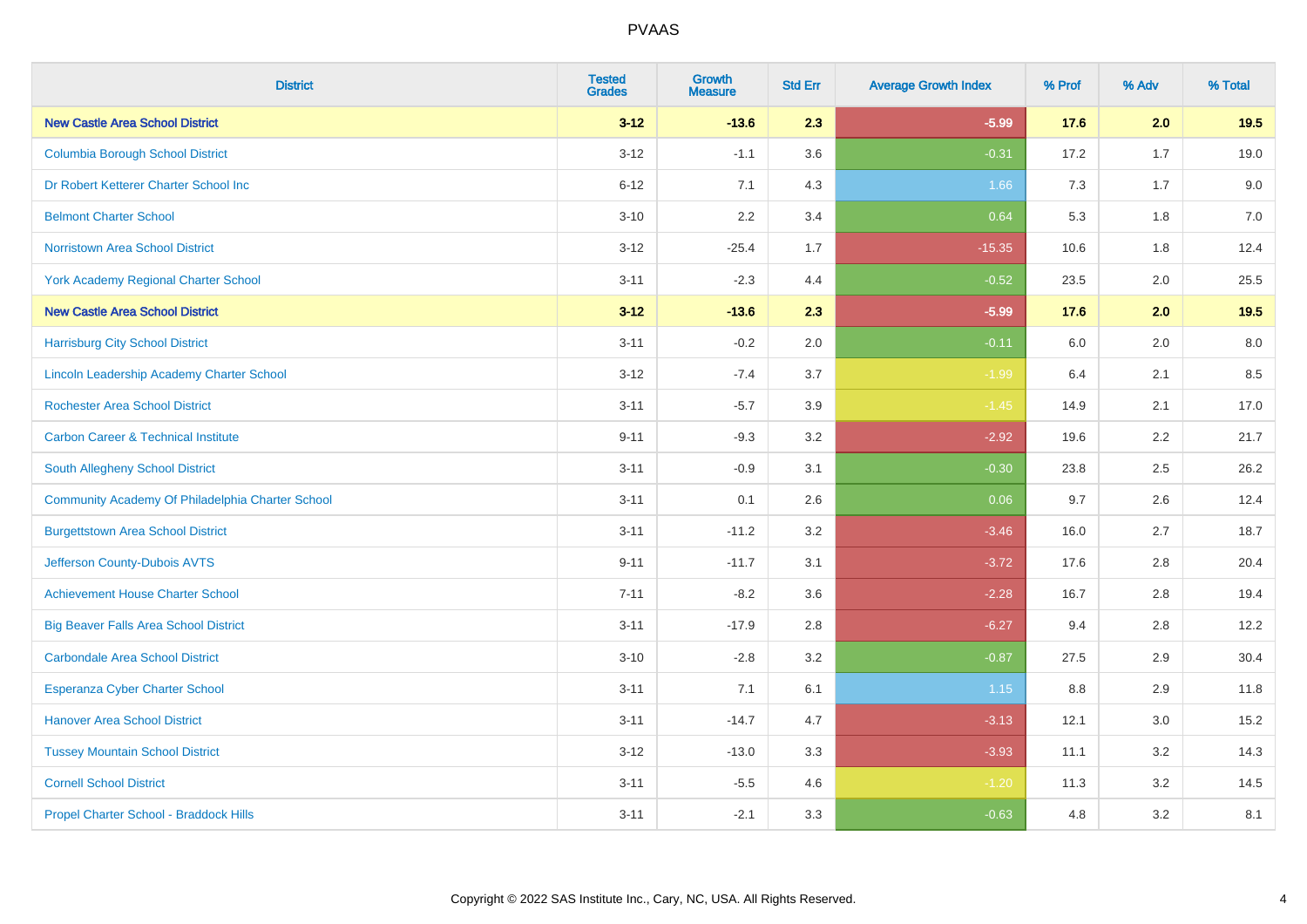# PVAAS

| District | Tested Grades | Growth Measure | Std Err | Average Growth Index | % Prof | % Adv | % Total |
|---|---|---|---|---|---|---|---|
| **New Castle Area School District** | **3-12** | **-13.6** | **2.3** | **-5.99** | **17.6** | **2.0** | **19.5** |
| Columbia Borough School District | 3-12 | -1.1 | 3.6 | -0.31 | 17.2 | 1.7 | 19.0 |
| Dr Robert Ketterer Charter School Inc | 6-12 | 7.1 | 4.3 | 1.66 | 7.3 | 1.7 | 9.0 |
| Belmont Charter School | 3-10 | 2.2 | 3.4 | 0.64 | 5.3 | 1.8 | 7.0 |
| Norristown Area School District | 3-12 | -25.4 | 1.7 | -15.35 | 10.6 | 1.8 | 12.4 |
| York Academy Regional Charter School | 3-11 | -2.3 | 4.4 | -0.52 | 23.5 | 2.0 | 25.5 |
| **New Castle Area School District** | **3-12** | **-13.6** | **2.3** | **-5.99** | **17.6** | **2.0** | **19.5** |
| Harrisburg City School District | 3-11 | -0.2 | 2.0 | -0.11 | 6.0 | 2.0 | 8.0 |
| Lincoln Leadership Academy Charter School | 3-12 | -7.4 | 3.7 | -1.99 | 6.4 | 2.1 | 8.5 |
| Rochester Area School District | 3-11 | -5.7 | 3.9 | -1.45 | 14.9 | 2.1 | 17.0 |
| Carbon Career & Technical Institute | 9-11 | -9.3 | 3.2 | -2.92 | 19.6 | 2.2 | 21.7 |
| South Allegheny School District | 3-11 | -0.9 | 3.1 | -0.30 | 23.8 | 2.5 | 26.2 |
| Community Academy Of Philadelphia Charter School | 3-11 | 0.1 | 2.6 | 0.06 | 9.7 | 2.6 | 12.4 |
| Burgettstown Area School District | 3-11 | -11.2 | 3.2 | -3.46 | 16.0 | 2.7 | 18.7 |
| Jefferson County-Dubois AVTS | 9-11 | -11.7 | 3.1 | -3.72 | 17.6 | 2.8 | 20.4 |
| Achievement House Charter School | 7-11 | -8.2 | 3.6 | -2.28 | 16.7 | 2.8 | 19.4 |
| Big Beaver Falls Area School District | 3-11 | -17.9 | 2.8 | -6.27 | 9.4 | 2.8 | 12.2 |
| Carbondale Area School District | 3-10 | -2.8 | 3.2 | -0.87 | 27.5 | 2.9 | 30.4 |
| Esperanza Cyber Charter School | 3-11 | 7.1 | 6.1 | 1.15 | 8.8 | 2.9 | 11.8 |
| Hanover Area School District | 3-11 | -14.7 | 4.7 | -3.13 | 12.1 | 3.0 | 15.2 |
| Tussey Mountain School District | 3-12 | -13.0 | 3.3 | -3.93 | 11.1 | 3.2 | 14.3 |
| Cornell School District | 3-11 | -5.5 | 4.6 | -1.20 | 11.3 | 3.2 | 14.5 |
| Propel Charter School - Braddock Hills | 3-11 | -2.1 | 3.3 | -0.63 | 4.8 | 3.2 | 8.1 |

Copyright © 2022 SAS Institute Inc., Cary, NC, USA. All Rights Reserved.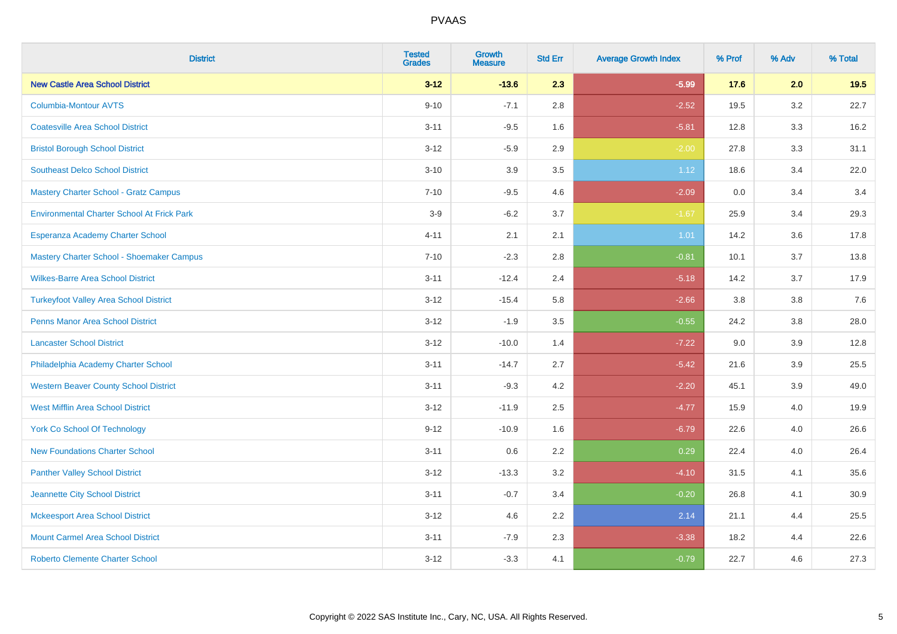# PVAAS

| District | Tested Grades | Growth Measure | Std Err | Average Growth Index | % Prof | % Adv | % Total |
|---|---|---|---|---|---|---|---|
| **New Castle Area School District** | **3-12** | **-13.6** | **2.3** | **-5.99** | **17.6** | **2.0** | **19.5** |
| Columbia-Montour AVTS | 9-10 | -7.1 | 2.8 | -2.52 | 19.5 | 3.2 | 22.7 |
| Coatesville Area School District | 3-11 | -9.5 | 1.6 | -5.81 | 12.8 | 3.3 | 16.2 |
| Bristol Borough School District | 3-12 | -5.9 | 2.9 | -2.00 | 27.8 | 3.3 | 31.1 |
| Southeast Delco School District | 3-10 | 3.9 | 3.5 | 1.12 | 18.6 | 3.4 | 22.0 |
| Mastery Charter School - Gratz Campus | 7-10 | -9.5 | 4.6 | -2.09 | 0.0 | 3.4 | 3.4 |
| Environmental Charter School At Frick Park | 3-9 | -6.2 | 3.7 | -1.67 | 25.9 | 3.4 | 29.3 |
| Esperanza Academy Charter School | 4-11 | 2.1 | 2.1 | 1.01 | 14.2 | 3.6 | 17.8 |
| Mastery Charter School - Shoemaker Campus | 7-10 | -2.3 | 2.8 | -0.81 | 10.1 | 3.7 | 13.8 |
| Wilkes-Barre Area School District | 3-11 | -12.4 | 2.4 | -5.18 | 14.2 | 3.7 | 17.9 |
| Turkeyfoot Valley Area School District | 3-12 | -15.4 | 5.8 | -2.66 | 3.8 | 3.8 | 7.6 |
| Penns Manor Area School District | 3-12 | -1.9 | 3.5 | -0.55 | 24.2 | 3.8 | 28.0 |
| Lancaster School District | 3-12 | -10.0 | 1.4 | -7.22 | 9.0 | 3.9 | 12.8 |
| Philadelphia Academy Charter School | 3-11 | -14.7 | 2.7 | -5.42 | 21.6 | 3.9 | 25.5 |
| Western Beaver County School District | 3-11 | -9.3 | 4.2 | -2.20 | 45.1 | 3.9 | 49.0 |
| West Mifflin Area School District | 3-12 | -11.9 | 2.5 | -4.77 | 15.9 | 4.0 | 19.9 |
| York Co School Of Technology | 9-12 | -10.9 | 1.6 | -6.79 | 22.6 | 4.0 | 26.6 |
| New Foundations Charter School | 3-11 | 0.6 | 2.2 | 0.29 | 22.4 | 4.0 | 26.4 |
| Panther Valley School District | 3-12 | -13.3 | 3.2 | -4.10 | 31.5 | 4.1 | 35.6 |
| Jeannette City School District | 3-11 | -0.7 | 3.4 | -0.20 | 26.8 | 4.1 | 30.9 |
| Mckeesport Area School District | 3-12 | 4.6 | 2.2 | 2.14 | 21.1 | 4.4 | 25.5 |
| Mount Carmel Area School District | 3-11 | -7.9 | 2.3 | -3.38 | 18.2 | 4.4 | 22.6 |
| Roberto Clemente Charter School | 3-12 | -3.3 | 4.1 | -0.79 | 22.7 | 4.6 | 27.3 |

Copyright © 2022 SAS Institute Inc., Cary, NC, USA. All Rights Reserved.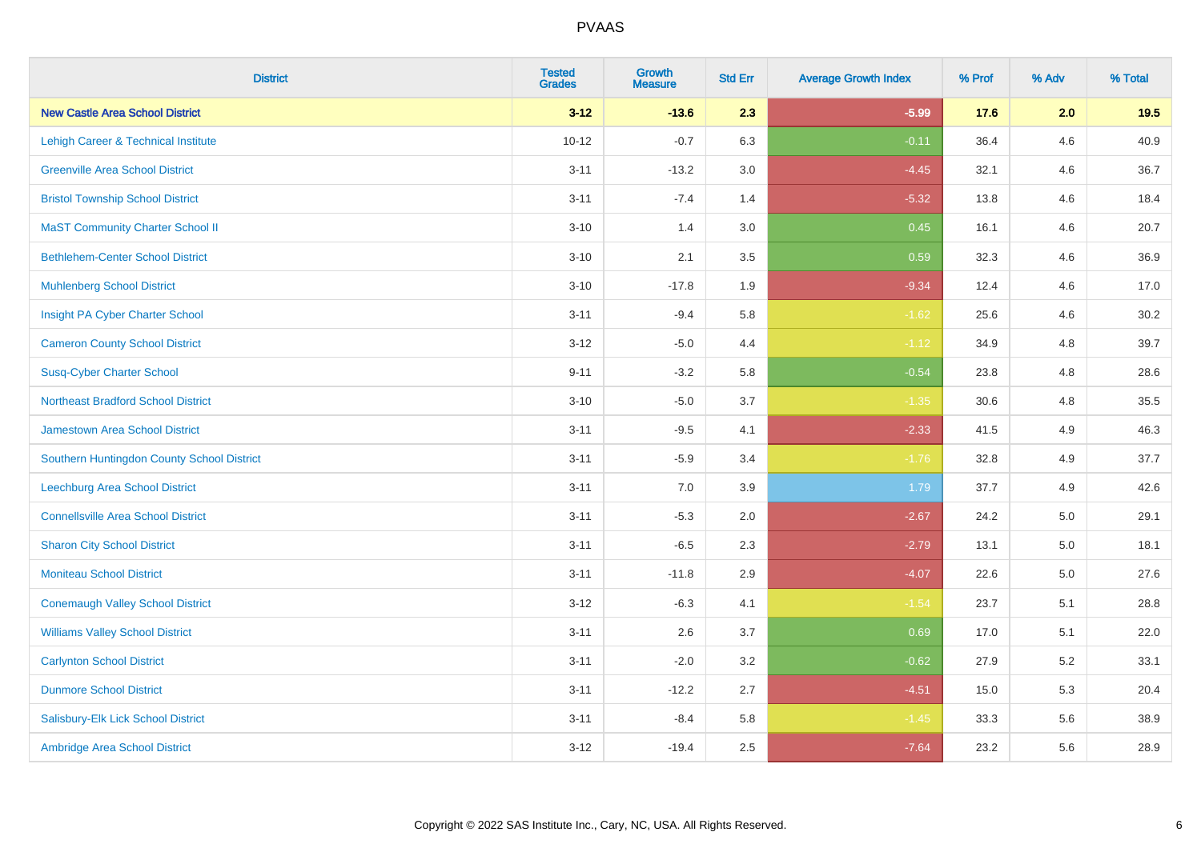| District | Tested Grades | Growth Measure | Std Err | Average Growth Index | % Prof | % Adv | % Total |
|---|---|---|---|---|---|---|---|
| **New Castle Area School District** | **3-12** | **-13.6** | **2.3** | **-5.99** | **17.6** | **2.0** | **19.5** |
| Lehigh Career & Technical Institute | 10-12 | -0.7 | 6.3 | -0.11 | 36.4 | 4.6 | 40.9 |
| Greenville Area School District | 3-11 | -13.2 | 3.0 | -4.45 | 32.1 | 4.6 | 36.7 |
| Bristol Township School District | 3-11 | -7.4 | 1.4 | -5.32 | 13.8 | 4.6 | 18.4 |
| MaST Community Charter School II | 3-10 | 1.4 | 3.0 | 0.45 | 16.1 | 4.6 | 20.7 |
| Bethlehem-Center School District | 3-10 | 2.1 | 3.5 | 0.59 | 32.3 | 4.6 | 36.9 |
| Muhlenberg School District | 3-10 | -17.8 | 1.9 | -9.34 | 12.4 | 4.6 | 17.0 |
| Insight PA Cyber Charter School | 3-11 | -9.4 | 5.8 | -1.62 | 25.6 | 4.6 | 30.2 |
| Cameron County School District | 3-12 | -5.0 | 4.4 | -1.12 | 34.9 | 4.8 | 39.7 |
| Susq-Cyber Charter School | 9-11 | -3.2 | 5.8 | -0.54 | 23.8 | 4.8 | 28.6 |
| Northeast Bradford School District | 3-10 | -5.0 | 3.7 | -1.35 | 30.6 | 4.8 | 35.5 |
| Jamestown Area School District | 3-11 | -9.5 | 4.1 | -2.33 | 41.5 | 4.9 | 46.3 |
| Southern Huntingdon County School District | 3-11 | -5.9 | 3.4 | -1.76 | 32.8 | 4.9 | 37.7 |
| Leechburg Area School District | 3-11 | 7.0 | 3.9 | 1.79 | 37.7 | 4.9 | 42.6 |
| Connellsville Area School District | 3-11 | -5.3 | 2.0 | -2.67 | 24.2 | 5.0 | 29.1 |
| Sharon City School District | 3-11 | -6.5 | 2.3 | -2.79 | 13.1 | 5.0 | 18.1 |
| Moniteau School District | 3-11 | -11.8 | 2.9 | -4.07 | 22.6 | 5.0 | 27.6 |
| Conemaugh Valley School District | 3-12 | -6.3 | 4.1 | -1.54 | 23.7 | 5.1 | 28.8 |
| Williams Valley School District | 3-11 | 2.6 | 3.7 | 0.69 | 17.0 | 5.1 | 22.0 |
| Carlynton School District | 3-11 | -2.0 | 3.2 | -0.62 | 27.9 | 5.2 | 33.1 |
| Dunmore School District | 3-11 | -12.2 | 2.7 | -4.51 | 15.0 | 5.3 | 20.4 |
| Salisbury-Elk Lick School District | 3-11 | -8.4 | 5.8 | -1.45 | 33.3 | 5.6 | 38.9 |
| Ambridge Area School District | 3-12 | -19.4 | 2.5 | -7.64 | 23.2 | 5.6 | 28.9 |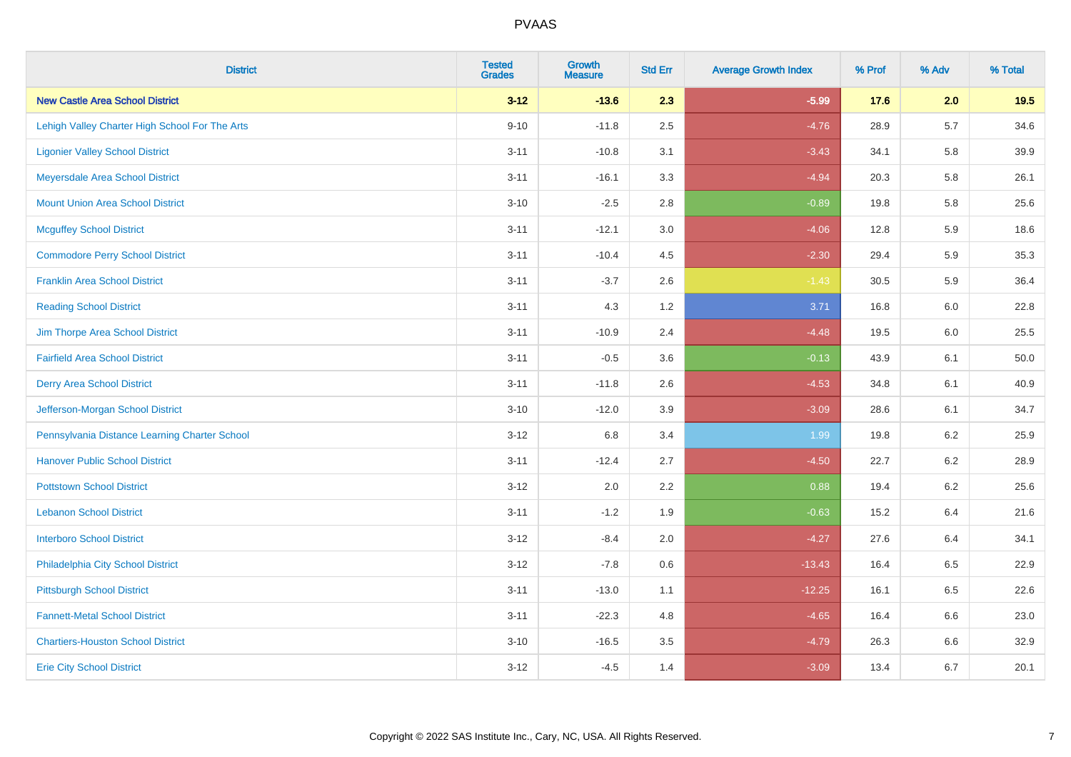# PVAAS

| District | Tested Grades | Growth Measure | Std Err | Average Growth Index | % Prof | % Adv | % Total |
|---|---|---|---|---|---|---|---|
| **New Castle Area School District** | **3-12** | **-13.6** | **2.3** | **-5.99** | **17.6** | **2.0** | **19.5** |
| Lehigh Valley Charter High School For The Arts | 9-10 | -11.8 | 2.5 | -4.76 | 28.9 | 5.7 | 34.6 |
| Ligonier Valley School District | 3-11 | -10.8 | 3.1 | -3.43 | 34.1 | 5.8 | 39.9 |
| Meyersdale Area School District | 3-11 | -16.1 | 3.3 | -4.94 | 20.3 | 5.8 | 26.1 |
| Mount Union Area School District | 3-10 | -2.5 | 2.8 | -0.89 | 19.8 | 5.8 | 25.6 |
| Mcguffey School District | 3-11 | -12.1 | 3.0 | -4.06 | 12.8 | 5.9 | 18.6 |
| Commodore Perry School District | 3-11 | -10.4 | 4.5 | -2.30 | 29.4 | 5.9 | 35.3 |
| Franklin Area School District | 3-11 | -3.7 | 2.6 | -1.43 | 30.5 | 5.9 | 36.4 |
| Reading School District | 3-11 | 4.3 | 1.2 | 3.71 | 16.8 | 6.0 | 22.8 |
| Jim Thorpe Area School District | 3-11 | -10.9 | 2.4 | -4.48 | 19.5 | 6.0 | 25.5 |
| Fairfield Area School District | 3-11 | -0.5 | 3.6 | -0.13 | 43.9 | 6.1 | 50.0 |
| Derry Area School District | 3-11 | -11.8 | 2.6 | -4.53 | 34.8 | 6.1 | 40.9 |
| Jefferson-Morgan School District | 3-10 | -12.0 | 3.9 | -3.09 | 28.6 | 6.1 | 34.7 |
| Pennsylvania Distance Learning Charter School | 3-12 | 6.8 | 3.4 | 1.99 | 19.8 | 6.2 | 25.9 |
| Hanover Public School District | 3-11 | -12.4 | 2.7 | -4.50 | 22.7 | 6.2 | 28.9 |
| Pottstown School District | 3-12 | 2.0 | 2.2 | 0.88 | 19.4 | 6.2 | 25.6 |
| Lebanon School District | 3-11 | -1.2 | 1.9 | -0.63 | 15.2 | 6.4 | 21.6 |
| Interboro School District | 3-12 | -8.4 | 2.0 | -4.27 | 27.6 | 6.4 | 34.1 |
| Philadelphia City School District | 3-12 | -7.8 | 0.6 | -13.43 | 16.4 | 6.5 | 22.9 |
| Pittsburgh School District | 3-11 | -13.0 | 1.1 | -12.25 | 16.1 | 6.5 | 22.6 |
| Fannett-Metal School District | 3-11 | -22.3 | 4.8 | -4.65 | 16.4 | 6.6 | 23.0 |
| Chartiers-Houston School District | 3-10 | -16.5 | 3.5 | -4.79 | 26.3 | 6.6 | 32.9 |
| Erie City School District | 3-12 | -4.5 | 1.4 | -3.09 | 13.4 | 6.7 | 20.1 |

Copyright © 2022 SAS Institute Inc., Cary, NC, USA. All Rights Reserved.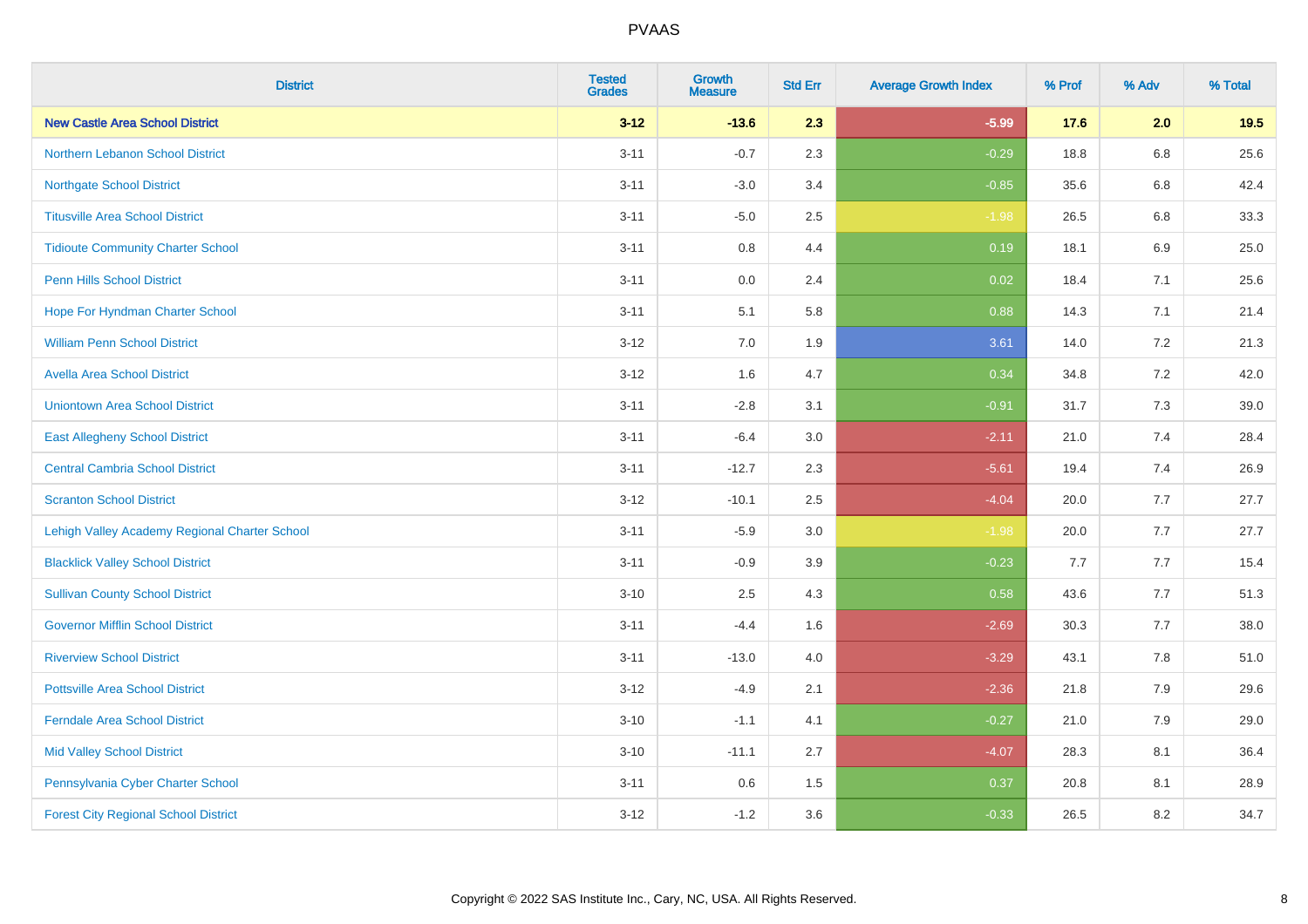PVAAS

| District | Tested Grades | Growth Measure | Std Err | Average Growth Index | % Prof | % Adv | % Total |
|---|---|---|---|---|---|---|---|
| **New Castle Area School District** | **3-12** | **-13.6** | **2.3** | **-5.99** | **17.6** | **2.0** | **19.5** |
| Northern Lebanon School District | 3-11 | -0.7 | 2.3 | -0.29 | 18.8 | 6.8 | 25.6 |
| Northgate School District | 3-11 | -3.0 | 3.4 | -0.85 | 35.6 | 6.8 | 42.4 |
| Titusville Area School District | 3-11 | -5.0 | 2.5 | -1.98 | 26.5 | 6.8 | 33.3 |
| Tidioute Community Charter School | 3-11 | 0.8 | 4.4 | 0.19 | 18.1 | 6.9 | 25.0 |
| Penn Hills School District | 3-11 | 0.0 | 2.4 | 0.02 | 18.4 | 7.1 | 25.6 |
| Hope For Hyndman Charter School | 3-11 | 5.1 | 5.8 | 0.88 | 14.3 | 7.1 | 21.4 |
| William Penn School District | 3-12 | 7.0 | 1.9 | 3.61 | 14.0 | 7.2 | 21.3 |
| Avella Area School District | 3-12 | 1.6 | 4.7 | 0.34 | 34.8 | 7.2 | 42.0 |
| Uniontown Area School District | 3-11 | -2.8 | 3.1 | -0.91 | 31.7 | 7.3 | 39.0 |
| East Allegheny School District | 3-11 | -6.4 | 3.0 | -2.11 | 21.0 | 7.4 | 28.4 |
| Central Cambria School District | 3-11 | -12.7 | 2.3 | -5.61 | 19.4 | 7.4 | 26.9 |
| Scranton School District | 3-12 | -10.1 | 2.5 | -4.04 | 20.0 | 7.7 | 27.7 |
| Lehigh Valley Academy Regional Charter School | 3-11 | -5.9 | 3.0 | -1.98 | 20.0 | 7.7 | 27.7 |
| Blacklick Valley School District | 3-11 | -0.9 | 3.9 | -0.23 | 7.7 | 7.7 | 15.4 |
| Sullivan County School District | 3-10 | 2.5 | 4.3 | 0.58 | 43.6 | 7.7 | 51.3 |
| Governor Mifflin School District | 3-11 | -4.4 | 1.6 | -2.69 | 30.3 | 7.7 | 38.0 |
| Riverview School District | 3-11 | -13.0 | 4.0 | -3.29 | 43.1 | 7.8 | 51.0 |
| Pottsville Area School District | 3-12 | -4.9 | 2.1 | -2.36 | 21.8 | 7.9 | 29.6 |
| Ferndale Area School District | 3-10 | -1.1 | 4.1 | -0.27 | 21.0 | 7.9 | 29.0 |
| Mid Valley School District | 3-10 | -11.1 | 2.7 | -4.07 | 28.3 | 8.1 | 36.4 |
| Pennsylvania Cyber Charter School | 3-11 | 0.6 | 1.5 | 0.37 | 20.8 | 8.1 | 28.9 |
| Forest City Regional School District | 3-12 | -1.2 | 3.6 | -0.33 | 26.5 | 8.2 | 34.7 |

Copyright © 2022 SAS Institute Inc., Cary, NC, USA. All Rights Reserved.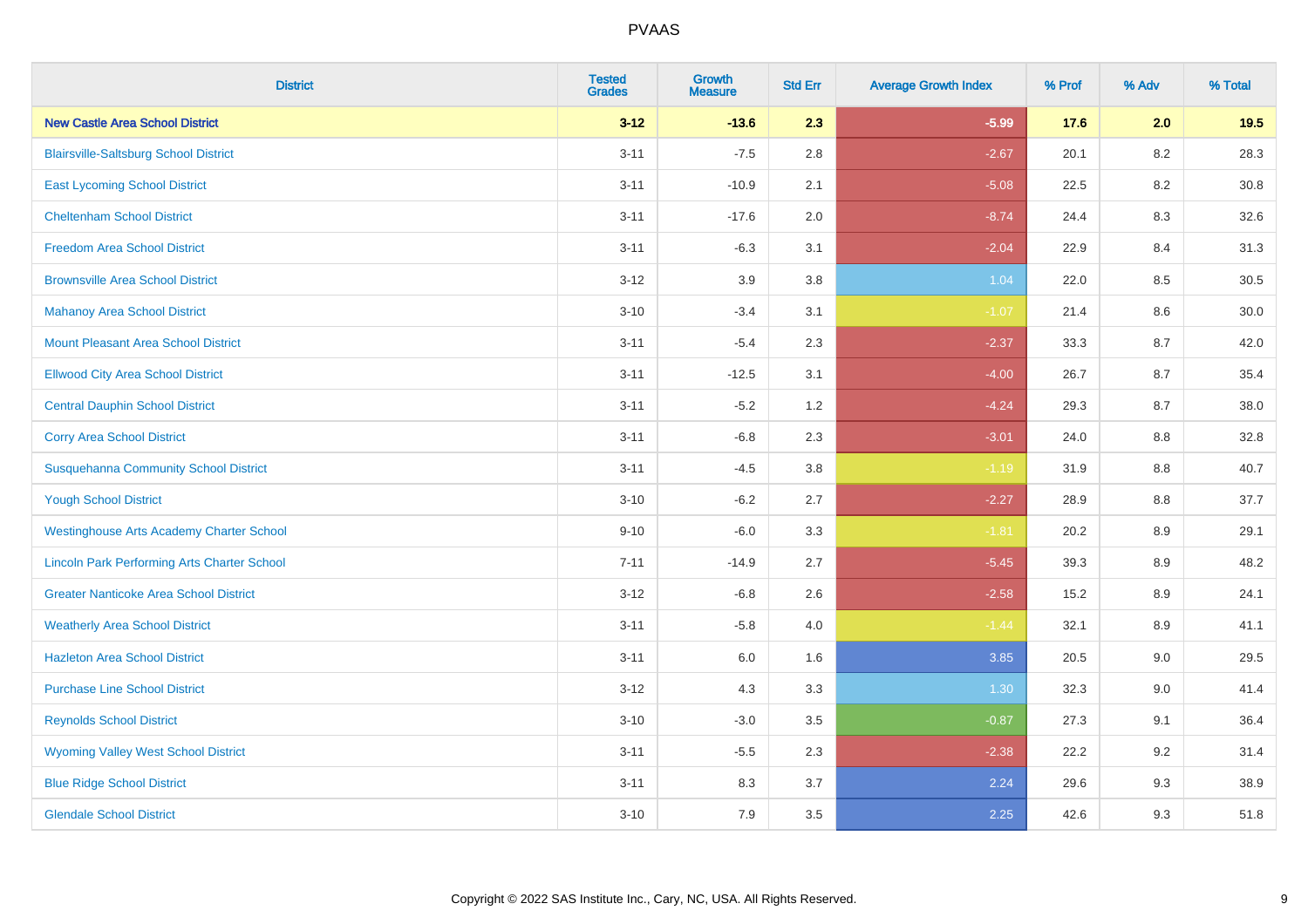| District | Tested Grades | Growth Measure | Std Err | Average Growth Index | % Prof | % Adv | % Total |
|---|---|---|---|---|---|---|---|
| **New Castle Area School District** | **3-12** | **-13.6** | **2.3** | **-5.99** | **17.6** | **2.0** | **19.5** |
| Blairsville-Saltsburg School District | 3-11 | -7.5 | 2.8 | -2.67 | 20.1 | 8.2 | 28.3 |
| East Lycoming School District | 3-11 | -10.9 | 2.1 | -5.08 | 22.5 | 8.2 | 30.8 |
| Cheltenham School District | 3-11 | -17.6 | 2.0 | -8.74 | 24.4 | 8.3 | 32.6 |
| Freedom Area School District | 3-11 | -6.3 | 3.1 | -2.04 | 22.9 | 8.4 | 31.3 |
| Brownsville Area School District | 3-12 | 3.9 | 3.8 | 1.04 | 22.0 | 8.5 | 30.5 |
| Mahanoy Area School District | 3-10 | -3.4 | 3.1 | -1.07 | 21.4 | 8.6 | 30.0 |
| Mount Pleasant Area School District | 3-11 | -5.4 | 2.3 | -2.37 | 33.3 | 8.7 | 42.0 |
| Ellwood City Area School District | 3-11 | -12.5 | 3.1 | -4.00 | 26.7 | 8.7 | 35.4 |
| Central Dauphin School District | 3-11 | -5.2 | 1.2 | -4.24 | 29.3 | 8.7 | 38.0 |
| Corry Area School District | 3-11 | -6.8 | 2.3 | -3.01 | 24.0 | 8.8 | 32.8 |
| Susquehanna Community School District | 3-11 | -4.5 | 3.8 | -1.19 | 31.9 | 8.8 | 40.7 |
| Yough School District | 3-10 | -6.2 | 2.7 | -2.27 | 28.9 | 8.8 | 37.7 |
| Westinghouse Arts Academy Charter School | 9-10 | -6.0 | 3.3 | -1.81 | 20.2 | 8.9 | 29.1 |
| Lincoln Park Performing Arts Charter School | 7-11 | -14.9 | 2.7 | -5.45 | 39.3 | 8.9 | 48.2 |
| Greater Nanticoke Area School District | 3-12 | -6.8 | 2.6 | -2.58 | 15.2 | 8.9 | 24.1 |
| Weatherly Area School District | 3-11 | -5.8 | 4.0 | -1.44 | 32.1 | 8.9 | 41.1 |
| Hazleton Area School District | 3-11 | 6.0 | 1.6 | 3.85 | 20.5 | 9.0 | 29.5 |
| Purchase Line School District | 3-12 | 4.3 | 3.3 | 1.30 | 32.3 | 9.0 | 41.4 |
| Reynolds School District | 3-10 | -3.0 | 3.5 | -0.87 | 27.3 | 9.1 | 36.4 |
| Wyoming Valley West School District | 3-11 | -5.5 | 2.3 | -2.38 | 22.2 | 9.2 | 31.4 |
| Blue Ridge School District | 3-11 | 8.3 | 3.7 | 2.24 | 29.6 | 9.3 | 38.9 |
| Glendale School District | 3-10 | 7.9 | 3.5 | 2.25 | 42.6 | 9.3 | 51.8 |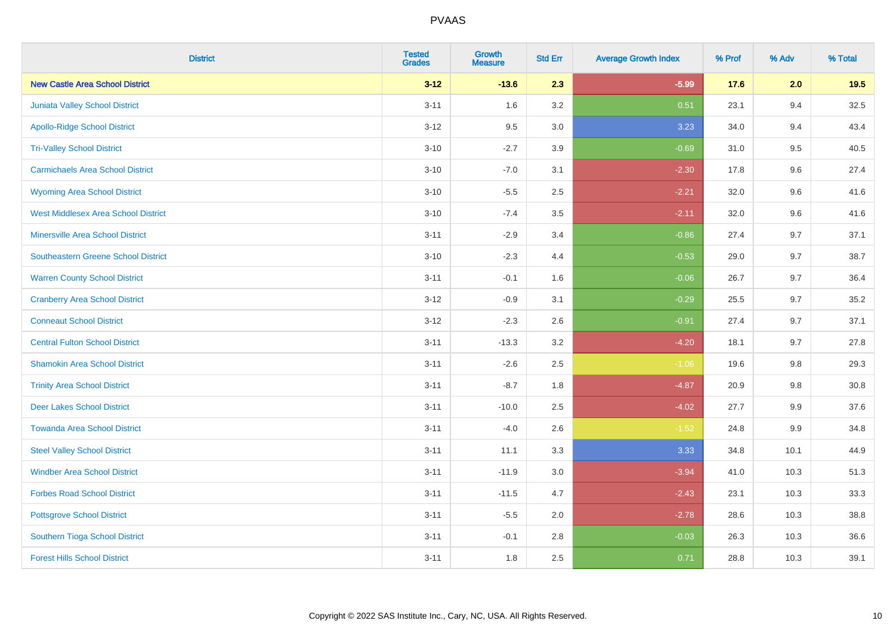| District | Tested Grades | Growth Measure | Std Err | Average Growth Index | % Prof | % Adv | % Total |
|---|---|---|---|---|---|---|---|
| **New Castle Area School District** | **3-12** | **-13.6** | **2.3** | **-5.99** | **17.6** | **2.0** | **19.5** |
| Juniata Valley School District | 3-11 | 1.6 | 3.2 | 0.51 | 23.1 | 9.4 | 32.5 |
| Apollo-Ridge School District | 3-12 | 9.5 | 3.0 | 3.23 | 34.0 | 9.4 | 43.4 |
| Tri-Valley School District | 3-10 | -2.7 | 3.9 | -0.69 | 31.0 | 9.5 | 40.5 |
| Carmichaels Area School District | 3-10 | -7.0 | 3.1 | -2.30 | 17.8 | 9.6 | 27.4 |
| Wyoming Area School District | 3-10 | -5.5 | 2.5 | -2.21 | 32.0 | 9.6 | 41.6 |
| West Middlesex Area School District | 3-10 | -7.4 | 3.5 | -2.11 | 32.0 | 9.6 | 41.6 |
| Minersville Area School District | 3-11 | -2.9 | 3.4 | -0.86 | 27.4 | 9.7 | 37.1 |
| Southeastern Greene School District | 3-10 | -2.3 | 4.4 | -0.53 | 29.0 | 9.7 | 38.7 |
| Warren County School District | 3-11 | -0.1 | 1.6 | -0.06 | 26.7 | 9.7 | 36.4 |
| Cranberry Area School District | 3-12 | -0.9 | 3.1 | -0.29 | 25.5 | 9.7 | 35.2 |
| Conneaut School District | 3-12 | -2.3 | 2.6 | -0.91 | 27.4 | 9.7 | 37.1 |
| Central Fulton School District | 3-11 | -13.3 | 3.2 | -4.20 | 18.1 | 9.7 | 27.8 |
| Shamokin Area School District | 3-11 | -2.6 | 2.5 | -1.06 | 19.6 | 9.8 | 29.3 |
| Trinity Area School District | 3-11 | -8.7 | 1.8 | -4.87 | 20.9 | 9.8 | 30.8 |
| Deer Lakes School District | 3-11 | -10.0 | 2.5 | -4.02 | 27.7 | 9.9 | 37.6 |
| Towanda Area School District | 3-11 | -4.0 | 2.6 | -1.52 | 24.8 | 9.9 | 34.8 |
| Steel Valley School District | 3-11 | 11.1 | 3.3 | 3.33 | 34.8 | 10.1 | 44.9 |
| Windber Area School District | 3-11 | -11.9 | 3.0 | -3.94 | 41.0 | 10.3 | 51.3 |
| Forbes Road School District | 3-11 | -11.5 | 4.7 | -2.43 | 23.1 | 10.3 | 33.3 |
| Pottsgrove School District | 3-11 | -5.5 | 2.0 | -2.78 | 28.6 | 10.3 | 38.8 |
| Southern Tioga School District | 3-11 | -0.1 | 2.8 | -0.03 | 26.3 | 10.3 | 36.6 |
| Forest Hills School District | 3-11 | 1.8 | 2.5 | 0.71 | 28.8 | 10.3 | 39.1 |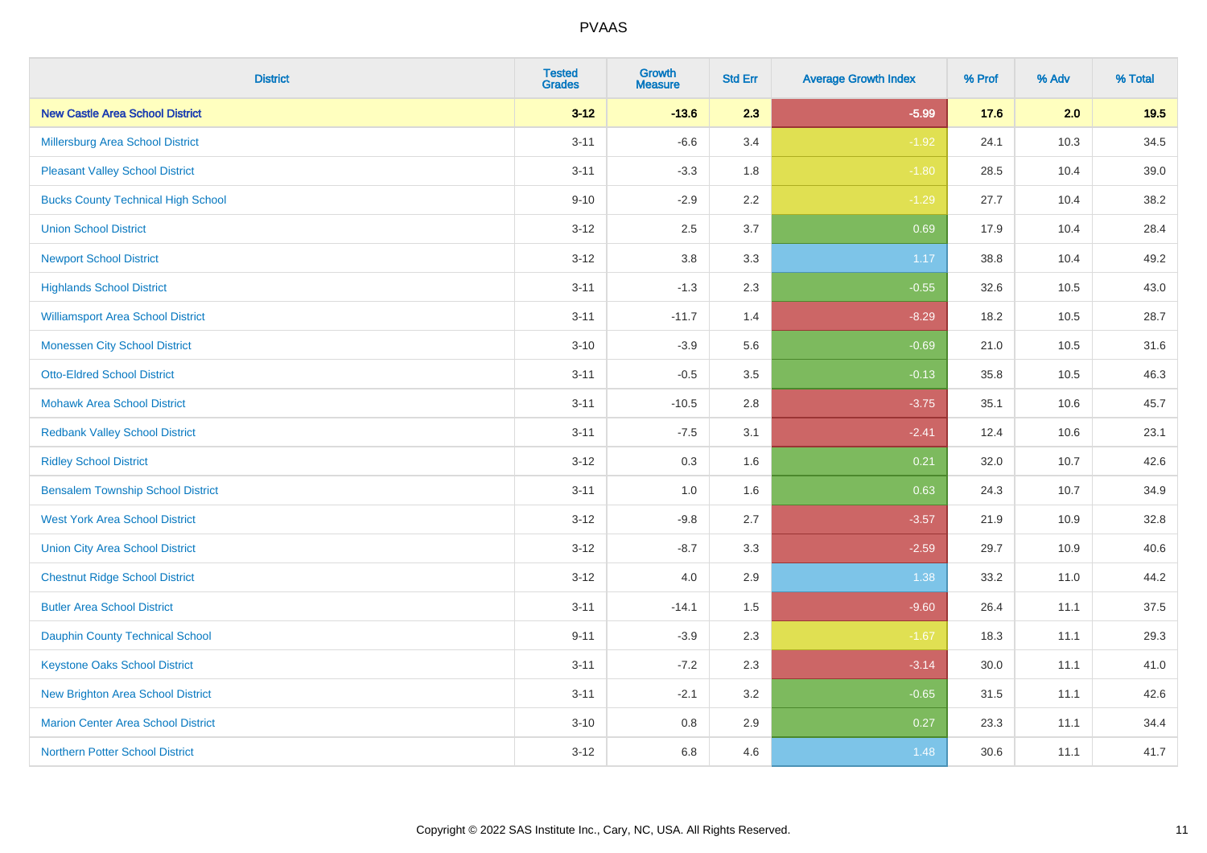| District | Tested Grades | Growth Measure | Std Err | Average Growth Index | % Prof | % Adv | % Total |
|---|---|---|---|---|---|---|---|
| **New Castle Area School District** | **3-12** | **-13.6** | **2.3** | **-5.99** | **17.6** | **2.0** | **19.5** |
| Millersburg Area School District | 3-11 | -6.6 | 3.4 | -1.92 | 24.1 | 10.3 | 34.5 |
| Pleasant Valley School District | 3-11 | -3.3 | 1.8 | -1.80 | 28.5 | 10.4 | 39.0 |
| Bucks County Technical High School | 9-10 | -2.9 | 2.2 | -1.29 | 27.7 | 10.4 | 38.2 |
| Union School District | 3-12 | 2.5 | 3.7 | 0.69 | 17.9 | 10.4 | 28.4 |
| Newport School District | 3-12 | 3.8 | 3.3 | 1.17 | 38.8 | 10.4 | 49.2 |
| Highlands School District | 3-11 | -1.3 | 2.3 | -0.55 | 32.6 | 10.5 | 43.0 |
| Williamsport Area School District | 3-11 | -11.7 | 1.4 | -8.29 | 18.2 | 10.5 | 28.7 |
| Monessen City School District | 3-10 | -3.9 | 5.6 | -0.69 | 21.0 | 10.5 | 31.6 |
| Otto-Eldred School District | 3-11 | -0.5 | 3.5 | -0.13 | 35.8 | 10.5 | 46.3 |
| Mohawk Area School District | 3-11 | -10.5 | 2.8 | -3.75 | 35.1 | 10.6 | 45.7 |
| Redbank Valley School District | 3-11 | -7.5 | 3.1 | -2.41 | 12.4 | 10.6 | 23.1 |
| Ridley School District | 3-12 | 0.3 | 1.6 | 0.21 | 32.0 | 10.7 | 42.6 |
| Bensalem Township School District | 3-11 | 1.0 | 1.6 | 0.63 | 24.3 | 10.7 | 34.9 |
| West York Area School District | 3-12 | -9.8 | 2.7 | -3.57 | 21.9 | 10.9 | 32.8 |
| Union City Area School District | 3-12 | -8.7 | 3.3 | -2.59 | 29.7 | 10.9 | 40.6 |
| Chestnut Ridge School District | 3-12 | 4.0 | 2.9 | 1.38 | 33.2 | 11.0 | 44.2 |
| Butler Area School District | 3-11 | -14.1 | 1.5 | -9.60 | 26.4 | 11.1 | 37.5 |
| Dauphin County Technical School | 9-11 | -3.9 | 2.3 | -1.67 | 18.3 | 11.1 | 29.3 |
| Keystone Oaks School District | 3-11 | -7.2 | 2.3 | -3.14 | 30.0 | 11.1 | 41.0 |
| New Brighton Area School District | 3-11 | -2.1 | 3.2 | -0.65 | 31.5 | 11.1 | 42.6 |
| Marion Center Area School District | 3-10 | 0.8 | 2.9 | 0.27 | 23.3 | 11.1 | 34.4 |
| Northern Potter School District | 3-12 | 6.8 | 4.6 | 1.48 | 30.6 | 11.1 | 41.7 |

Copyright © 2022 SAS Institute Inc., Cary, NC, USA. All Rights Reserved.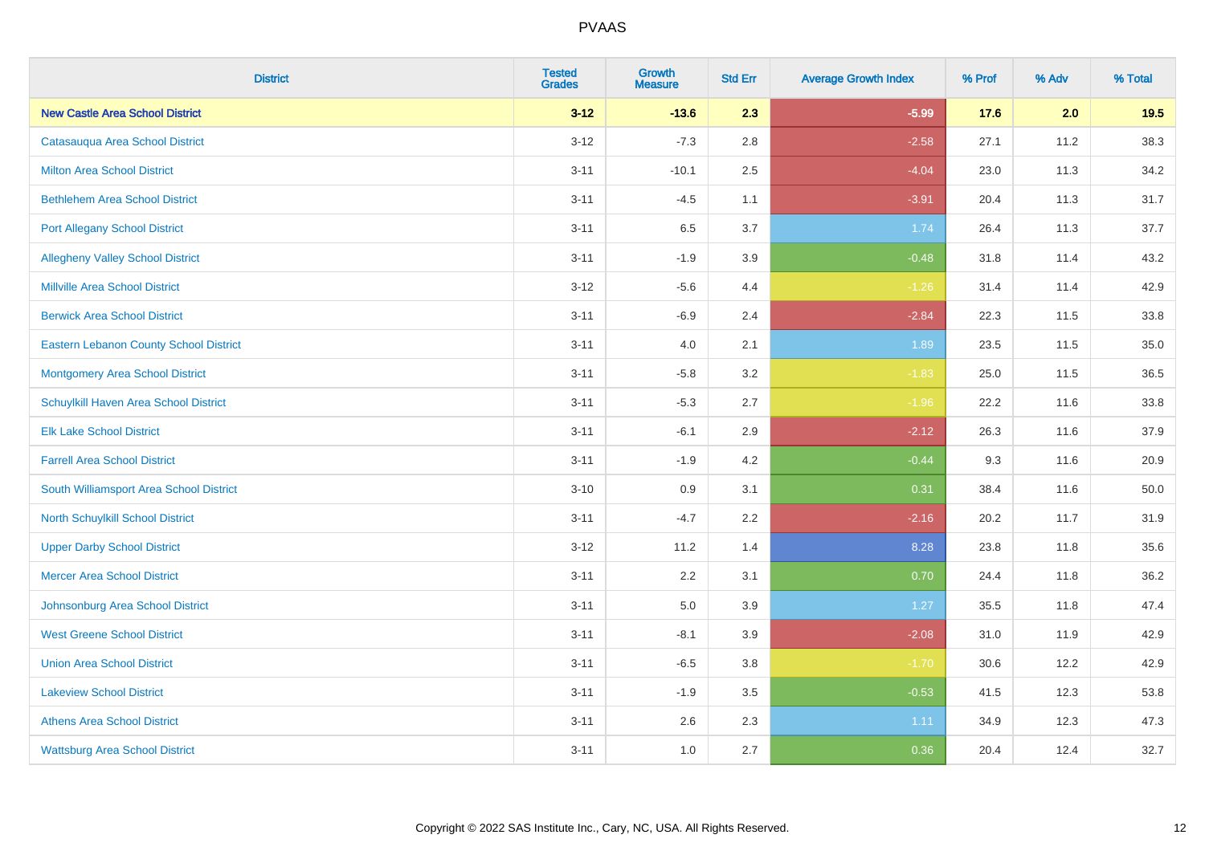| District | Tested Grades | Growth Measure | Std Err | Average Growth Index | % Prof | % Adv | % Total |
|---|---|---|---|---|---|---|---|
| **New Castle Area School District** | **3-12** | **-13.6** | **2.3** | **-5.99** | **17.6** | **2.0** | **19.5** |
| Catasauqua Area School District | 3-12 | -7.3 | 2.8 | -2.58 | 27.1 | 11.2 | 38.3 |
| Milton Area School District | 3-11 | -10.1 | 2.5 | -4.04 | 23.0 | 11.3 | 34.2 |
| Bethlehem Area School District | 3-11 | -4.5 | 1.1 | -3.91 | 20.4 | 11.3 | 31.7 |
| Port Allegany School District | 3-11 | 6.5 | 3.7 | 1.74 | 26.4 | 11.3 | 37.7 |
| Allegheny Valley School District | 3-11 | -1.9 | 3.9 | -0.48 | 31.8 | 11.4 | 43.2 |
| Millville Area School District | 3-12 | -5.6 | 4.4 | -1.26 | 31.4 | 11.4 | 42.9 |
| Berwick Area School District | 3-11 | -6.9 | 2.4 | -2.84 | 22.3 | 11.5 | 33.8 |
| Eastern Lebanon County School District | 3-11 | 4.0 | 2.1 | 1.89 | 23.5 | 11.5 | 35.0 |
| Montgomery Area School District | 3-11 | -5.8 | 3.2 | -1.83 | 25.0 | 11.5 | 36.5 |
| Schuylkill Haven Area School District | 3-11 | -5.3 | 2.7 | -1.96 | 22.2 | 11.6 | 33.8 |
| Elk Lake School District | 3-11 | -6.1 | 2.9 | -2.12 | 26.3 | 11.6 | 37.9 |
| Farrell Area School District | 3-11 | -1.9 | 4.2 | -0.44 | 9.3 | 11.6 | 20.9 |
| South Williamsport Area School District | 3-10 | 0.9 | 3.1 | 0.31 | 38.4 | 11.6 | 50.0 |
| North Schuylkill School District | 3-11 | -4.7 | 2.2 | -2.16 | 20.2 | 11.7 | 31.9 |
| Upper Darby School District | 3-12 | 11.2 | 1.4 | 8.28 | 23.8 | 11.8 | 35.6 |
| Mercer Area School District | 3-11 | 2.2 | 3.1 | 0.70 | 24.4 | 11.8 | 36.2 |
| Johnsonburg Area School District | 3-11 | 5.0 | 3.9 | 1.27 | 35.5 | 11.8 | 47.4 |
| West Greene School District | 3-11 | -8.1 | 3.9 | -2.08 | 31.0 | 11.9 | 42.9 |
| Union Area School District | 3-11 | -6.5 | 3.8 | -1.70 | 30.6 | 12.2 | 42.9 |
| Lakeview School District | 3-11 | -1.9 | 3.5 | -0.53 | 41.5 | 12.3 | 53.8 |
| Athens Area School District | 3-11 | 2.6 | 2.3 | 1.11 | 34.9 | 12.3 | 47.3 |
| Wattsburg Area School District | 3-11 | 1.0 | 2.7 | 0.36 | 20.4 | 12.4 | 32.7 |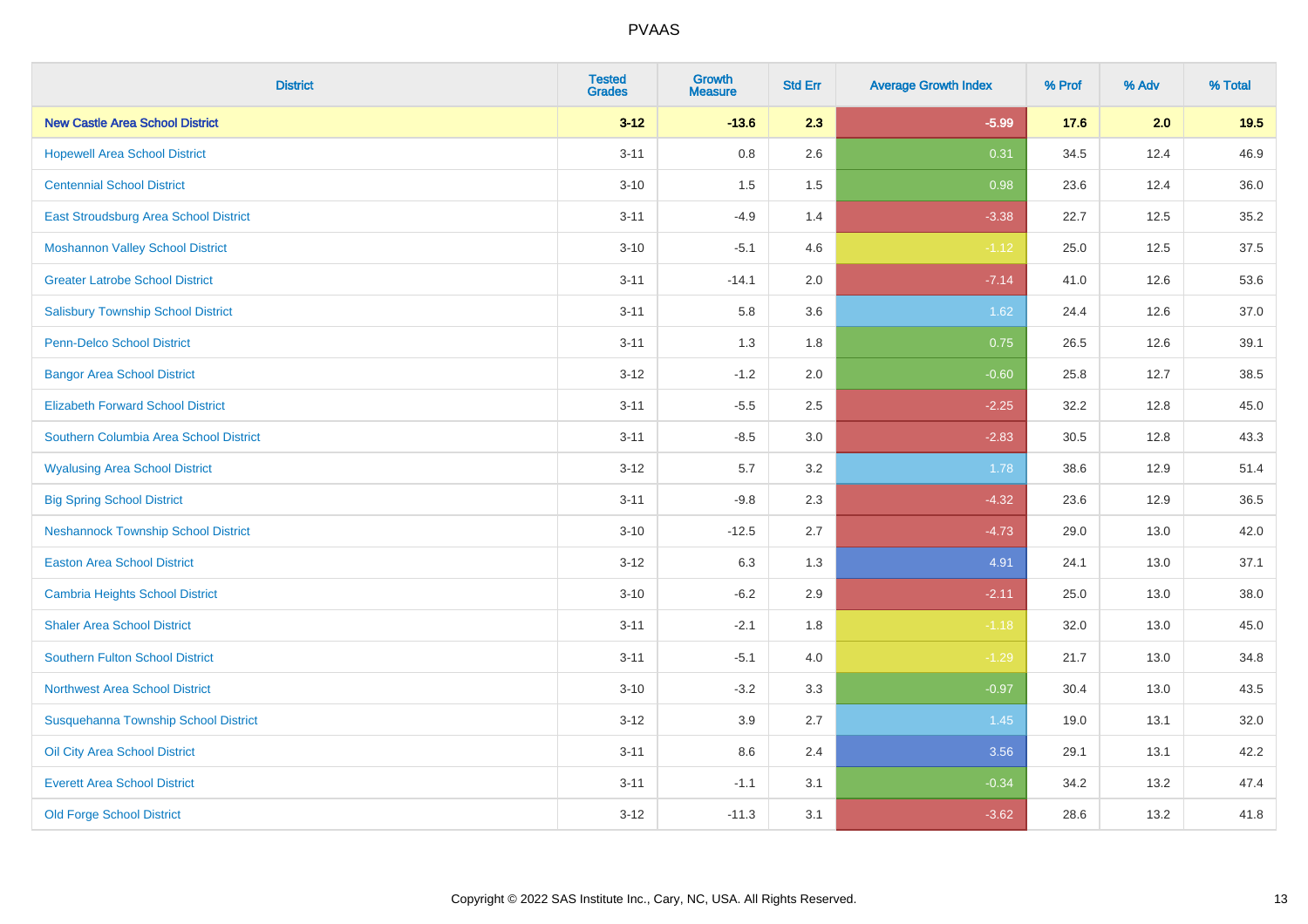| District | Tested Grades | Growth Measure | Std Err | Average Growth Index | % Prof | % Adv | % Total |
|---|---|---|---|---|---|---|---|
| **New Castle Area School District** | **3-12** | **-13.6** | **2.3** | **-5.99** | **17.6** | **2.0** | **19.5** |
| Hopewell Area School District | 3-11 | 0.8 | 2.6 | 0.31 | 34.5 | 12.4 | 46.9 |
| Centennial School District | 3-10 | 1.5 | 1.5 | 0.98 | 23.6 | 12.4 | 36.0 |
| East Stroudsburg Area School District | 3-11 | -4.9 | 1.4 | -3.38 | 22.7 | 12.5 | 35.2 |
| Moshannon Valley School District | 3-10 | -5.1 | 4.6 | -1.12 | 25.0 | 12.5 | 37.5 |
| Greater Latrobe School District | 3-11 | -14.1 | 2.0 | -7.14 | 41.0 | 12.6 | 53.6 |
| Salisbury Township School District | 3-11 | 5.8 | 3.6 | 1.62 | 24.4 | 12.6 | 37.0 |
| Penn-Delco School District | 3-11 | 1.3 | 1.8 | 0.75 | 26.5 | 12.6 | 39.1 |
| Bangor Area School District | 3-12 | -1.2 | 2.0 | -0.60 | 25.8 | 12.7 | 38.5 |
| Elizabeth Forward School District | 3-11 | -5.5 | 2.5 | -2.25 | 32.2 | 12.8 | 45.0 |
| Southern Columbia Area School District | 3-11 | -8.5 | 3.0 | -2.83 | 30.5 | 12.8 | 43.3 |
| Wyalusing Area School District | 3-12 | 5.7 | 3.2 | 1.78 | 38.6 | 12.9 | 51.4 |
| Big Spring School District | 3-11 | -9.8 | 2.3 | -4.32 | 23.6 | 12.9 | 36.5 |
| Neshannock Township School District | 3-10 | -12.5 | 2.7 | -4.73 | 29.0 | 13.0 | 42.0 |
| Easton Area School District | 3-12 | 6.3 | 1.3 | 4.91 | 24.1 | 13.0 | 37.1 |
| Cambria Heights School District | 3-10 | -6.2 | 2.9 | -2.11 | 25.0 | 13.0 | 38.0 |
| Shaler Area School District | 3-11 | -2.1 | 1.8 | -1.18 | 32.0 | 13.0 | 45.0 |
| Southern Fulton School District | 3-11 | -5.1 | 4.0 | -1.29 | 21.7 | 13.0 | 34.8 |
| Northwest Area School District | 3-10 | -3.2 | 3.3 | -0.97 | 30.4 | 13.0 | 43.5 |
| Susquehanna Township School District | 3-12 | 3.9 | 2.7 | 1.45 | 19.0 | 13.1 | 32.0 |
| Oil City Area School District | 3-11 | 8.6 | 2.4 | 3.56 | 29.1 | 13.1 | 42.2 |
| Everett Area School District | 3-11 | -1.1 | 3.1 | -0.34 | 34.2 | 13.2 | 47.4 |
| Old Forge School District | 3-12 | -11.3 | 3.1 | -3.62 | 28.6 | 13.2 | 41.8 |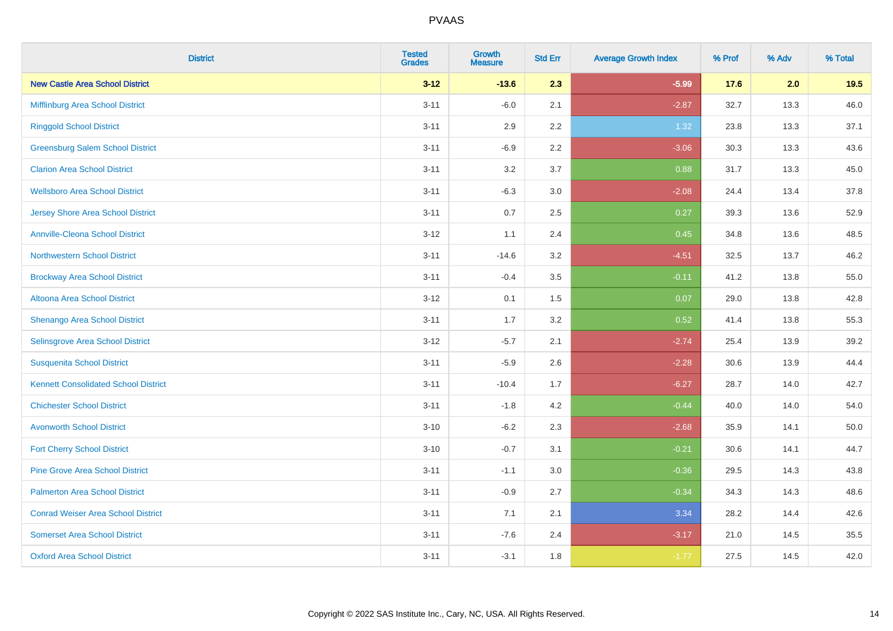| District | Tested Grades | Growth Measure | Std Err | Average Growth Index | % Prof | % Adv | % Total |
|---|---|---|---|---|---|---|---|
| **New Castle Area School District** | **3-12** | **-13.6** | **2.3** | **-5.99** | **17.6** | **2.0** | **19.5** |
| Mifflinburg Area School District | 3-11 | -6.0 | 2.1 | -2.87 | 32.7 | 13.3 | 46.0 |
| Ringgold School District | 3-11 | 2.9 | 2.2 | 1.32 | 23.8 | 13.3 | 37.1 |
| Greensburg Salem School District | 3-11 | -6.9 | 2.2 | -3.06 | 30.3 | 13.3 | 43.6 |
| Clarion Area School District | 3-11 | 3.2 | 3.7 | 0.88 | 31.7 | 13.3 | 45.0 |
| Wellsboro Area School District | 3-11 | -6.3 | 3.0 | -2.08 | 24.4 | 13.4 | 37.8 |
| Jersey Shore Area School District | 3-11 | 0.7 | 2.5 | 0.27 | 39.3 | 13.6 | 52.9 |
| Annville-Cleona School District | 3-12 | 1.1 | 2.4 | 0.45 | 34.8 | 13.6 | 48.5 |
| Northwestern School District | 3-11 | -14.6 | 3.2 | -4.51 | 32.5 | 13.7 | 46.2 |
| Brockway Area School District | 3-11 | -0.4 | 3.5 | -0.11 | 41.2 | 13.8 | 55.0 |
| Altoona Area School District | 3-12 | 0.1 | 1.5 | 0.07 | 29.0 | 13.8 | 42.8 |
| Shenango Area School District | 3-11 | 1.7 | 3.2 | 0.52 | 41.4 | 13.8 | 55.3 |
| Selinsgrove Area School District | 3-12 | -5.7 | 2.1 | -2.74 | 25.4 | 13.9 | 39.2 |
| Susquenita School District | 3-11 | -5.9 | 2.6 | -2.28 | 30.6 | 13.9 | 44.4 |
| Kennett Consolidated School District | 3-11 | -10.4 | 1.7 | -6.27 | 28.7 | 14.0 | 42.7 |
| Chichester School District | 3-11 | -1.8 | 4.2 | -0.44 | 40.0 | 14.0 | 54.0 |
| Avonworth School District | 3-10 | -6.2 | 2.3 | -2.68 | 35.9 | 14.1 | 50.0 |
| Fort Cherry School District | 3-10 | -0.7 | 3.1 | -0.21 | 30.6 | 14.1 | 44.7 |
| Pine Grove Area School District | 3-11 | -1.1 | 3.0 | -0.36 | 29.5 | 14.3 | 43.8 |
| Palmerton Area School District | 3-11 | -0.9 | 2.7 | -0.34 | 34.3 | 14.3 | 48.6 |
| Conrad Weiser Area School District | 3-11 | 7.1 | 2.1 | 3.34 | 28.2 | 14.4 | 42.6 |
| Somerset Area School District | 3-11 | -7.6 | 2.4 | -3.17 | 21.0 | 14.5 | 35.5 |
| Oxford Area School District | 3-11 | -3.1 | 1.8 | -1.77 | 27.5 | 14.5 | 42.0 |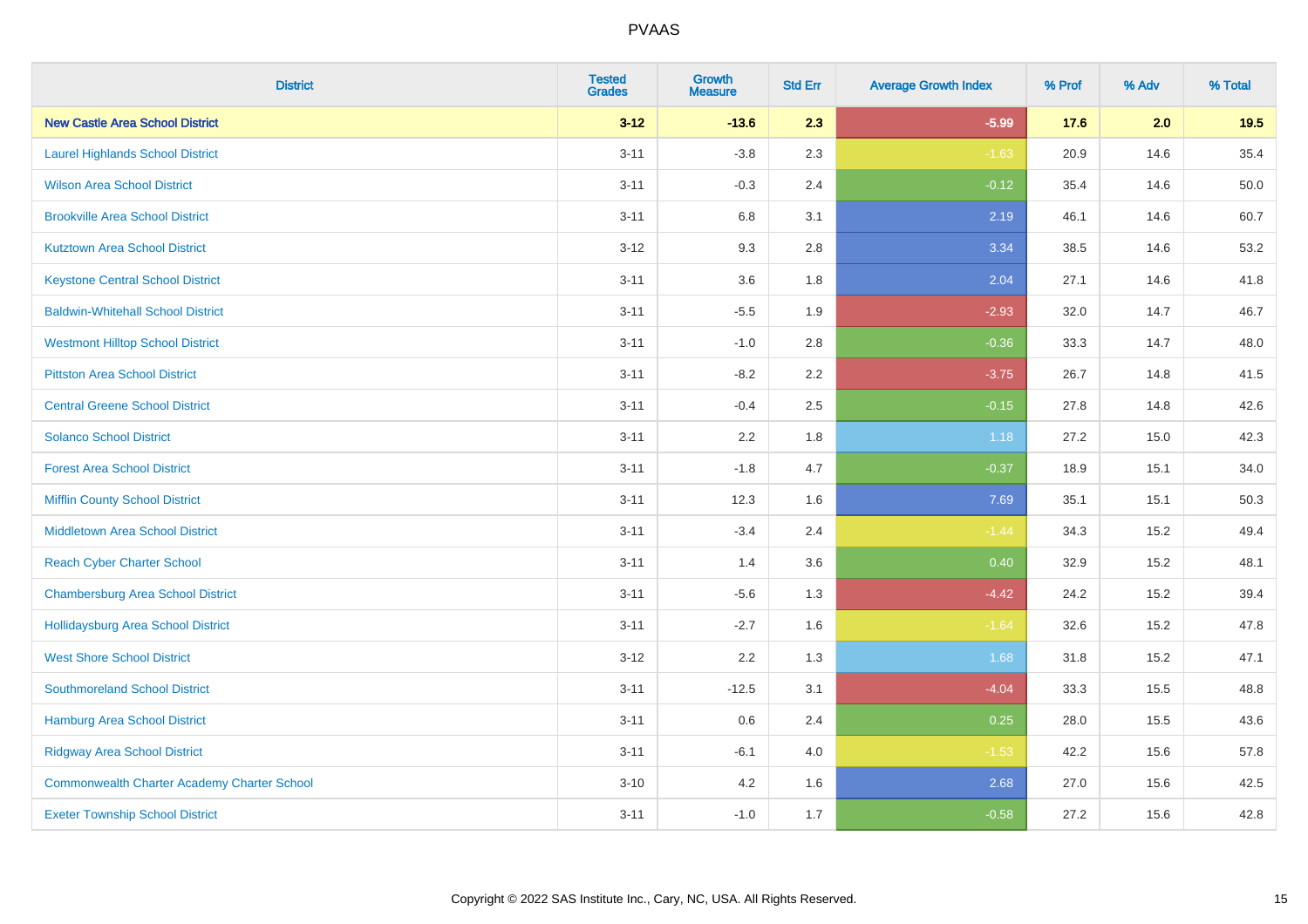| District | Tested Grades | Growth Measure | Std Err | Average Growth Index | % Prof | % Adv | % Total |
|---|---|---|---|---|---|---|---|
| **New Castle Area School District** | **3-12** | **-13.6** | **2.3** | **-5.99** | **17.6** | **2.0** | **19.5** |
| Laurel Highlands School District | 3-11 | -3.8 | 2.3 | -1.63 | 20.9 | 14.6 | 35.4 |
| Wilson Area School District | 3-11 | -0.3 | 2.4 | -0.12 | 35.4 | 14.6 | 50.0 |
| Brookville Area School District | 3-11 | 6.8 | 3.1 | 2.19 | 46.1 | 14.6 | 60.7 |
| Kutztown Area School District | 3-12 | 9.3 | 2.8 | 3.34 | 38.5 | 14.6 | 53.2 |
| Keystone Central School District | 3-11 | 3.6 | 1.8 | 2.04 | 27.1 | 14.6 | 41.8 |
| Baldwin-Whitehall School District | 3-11 | -5.5 | 1.9 | -2.93 | 32.0 | 14.7 | 46.7 |
| Westmont Hilltop School District | 3-11 | -1.0 | 2.8 | -0.36 | 33.3 | 14.7 | 48.0 |
| Pittston Area School District | 3-11 | -8.2 | 2.2 | -3.75 | 26.7 | 14.8 | 41.5 |
| Central Greene School District | 3-11 | -0.4 | 2.5 | -0.15 | 27.8 | 14.8 | 42.6 |
| Solanco School District | 3-11 | 2.2 | 1.8 | 1.18 | 27.2 | 15.0 | 42.3 |
| Forest Area School District | 3-11 | -1.8 | 4.7 | -0.37 | 18.9 | 15.1 | 34.0 |
| Mifflin County School District | 3-11 | 12.3 | 1.6 | 7.69 | 35.1 | 15.1 | 50.3 |
| Middletown Area School District | 3-11 | -3.4 | 2.4 | -1.44 | 34.3 | 15.2 | 49.4 |
| Reach Cyber Charter School | 3-11 | 1.4 | 3.6 | 0.40 | 32.9 | 15.2 | 48.1 |
| Chambersburg Area School District | 3-11 | -5.6 | 1.3 | -4.42 | 24.2 | 15.2 | 39.4 |
| Hollidaysburg Area School District | 3-11 | -2.7 | 1.6 | -1.64 | 32.6 | 15.2 | 47.8 |
| West Shore School District | 3-12 | 2.2 | 1.3 | 1.68 | 31.8 | 15.2 | 47.1 |
| Southmoreland School District | 3-11 | -12.5 | 3.1 | -4.04 | 33.3 | 15.5 | 48.8 |
| Hamburg Area School District | 3-11 | 0.6 | 2.4 | 0.25 | 28.0 | 15.5 | 43.6 |
| Ridgway Area School District | 3-11 | -6.1 | 4.0 | -1.53 | 42.2 | 15.6 | 57.8 |
| Commonwealth Charter Academy Charter School | 3-10 | 4.2 | 1.6 | 2.68 | 27.0 | 15.6 | 42.5 |
| Exeter Township School District | 3-11 | -1.0 | 1.7 | -0.58 | 27.2 | 15.6 | 42.8 |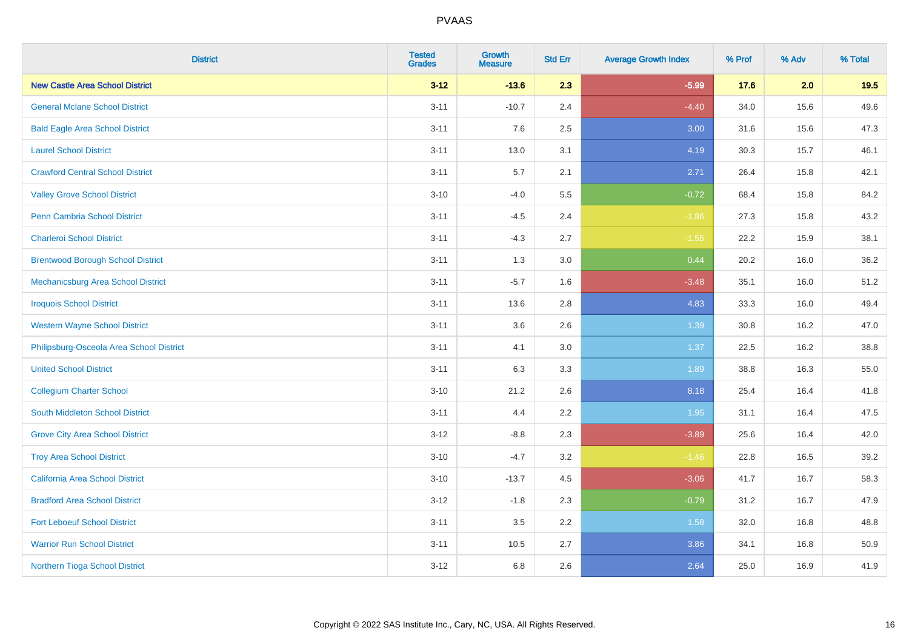PVAAS

| District | Tested Grades | Growth Measure | Std Err | Average Growth Index | % Prof | % Adv | % Total |
|---|---|---|---|---|---|---|---|
| **New Castle Area School District** | **3-12** | **-13.6** | **2.3** | **-5.99** | **17.6** | **2.0** | **19.5** |
| General Mclane School District | 3-11 | -10.7 | 2.4 | -4.40 | 34.0 | 15.6 | 49.6 |
| Bald Eagle Area School District | 3-11 | 7.6 | 2.5 | 3.00 | 31.6 | 15.6 | 47.3 |
| Laurel School District | 3-11 | 13.0 | 3.1 | 4.19 | 30.3 | 15.7 | 46.1 |
| Crawford Central School District | 3-11 | 5.7 | 2.1 | 2.71 | 26.4 | 15.8 | 42.1 |
| Valley Grove School District | 3-10 | -4.0 | 5.5 | -0.72 | 68.4 | 15.8 | 84.2 |
| Penn Cambria School District | 3-11 | -4.5 | 2.4 | -1.86 | 27.3 | 15.8 | 43.2 |
| Charleroi School District | 3-11 | -4.3 | 2.7 | -1.55 | 22.2 | 15.9 | 38.1 |
| Brentwood Borough School District | 3-11 | 1.3 | 3.0 | 0.44 | 20.2 | 16.0 | 36.2 |
| Mechanicsburg Area School District | 3-11 | -5.7 | 1.6 | -3.48 | 35.1 | 16.0 | 51.2 |
| Iroquois School District | 3-11 | 13.6 | 2.8 | 4.83 | 33.3 | 16.0 | 49.4 |
| Western Wayne School District | 3-11 | 3.6 | 2.6 | 1.39 | 30.8 | 16.2 | 47.0 |
| Philipsburg-Osceola Area School District | 3-11 | 4.1 | 3.0 | 1.37 | 22.5 | 16.2 | 38.8 |
| United School District | 3-11 | 6.3 | 3.3 | 1.89 | 38.8 | 16.3 | 55.0 |
| Collegium Charter School | 3-10 | 21.2 | 2.6 | 8.18 | 25.4 | 16.4 | 41.8 |
| South Middleton School District | 3-11 | 4.4 | 2.2 | 1.95 | 31.1 | 16.4 | 47.5 |
| Grove City Area School District | 3-12 | -8.8 | 2.3 | -3.89 | 25.6 | 16.4 | 42.0 |
| Troy Area School District | 3-10 | -4.7 | 3.2 | -1.46 | 22.8 | 16.5 | 39.2 |
| California Area School District | 3-10 | -13.7 | 4.5 | -3.06 | 41.7 | 16.7 | 58.3 |
| Bradford Area School District | 3-12 | -1.8 | 2.3 | -0.79 | 31.2 | 16.7 | 47.9 |
| Fort Leboeuf School District | 3-11 | 3.5 | 2.2 | 1.58 | 32.0 | 16.8 | 48.8 |
| Warrior Run School District | 3-11 | 10.5 | 2.7 | 3.86 | 34.1 | 16.8 | 50.9 |
| Northern Tioga School District | 3-12 | 6.8 | 2.6 | 2.64 | 25.0 | 16.9 | 41.9 |

Copyright © 2022 SAS Institute Inc., Cary, NC, USA. All Rights Reserved.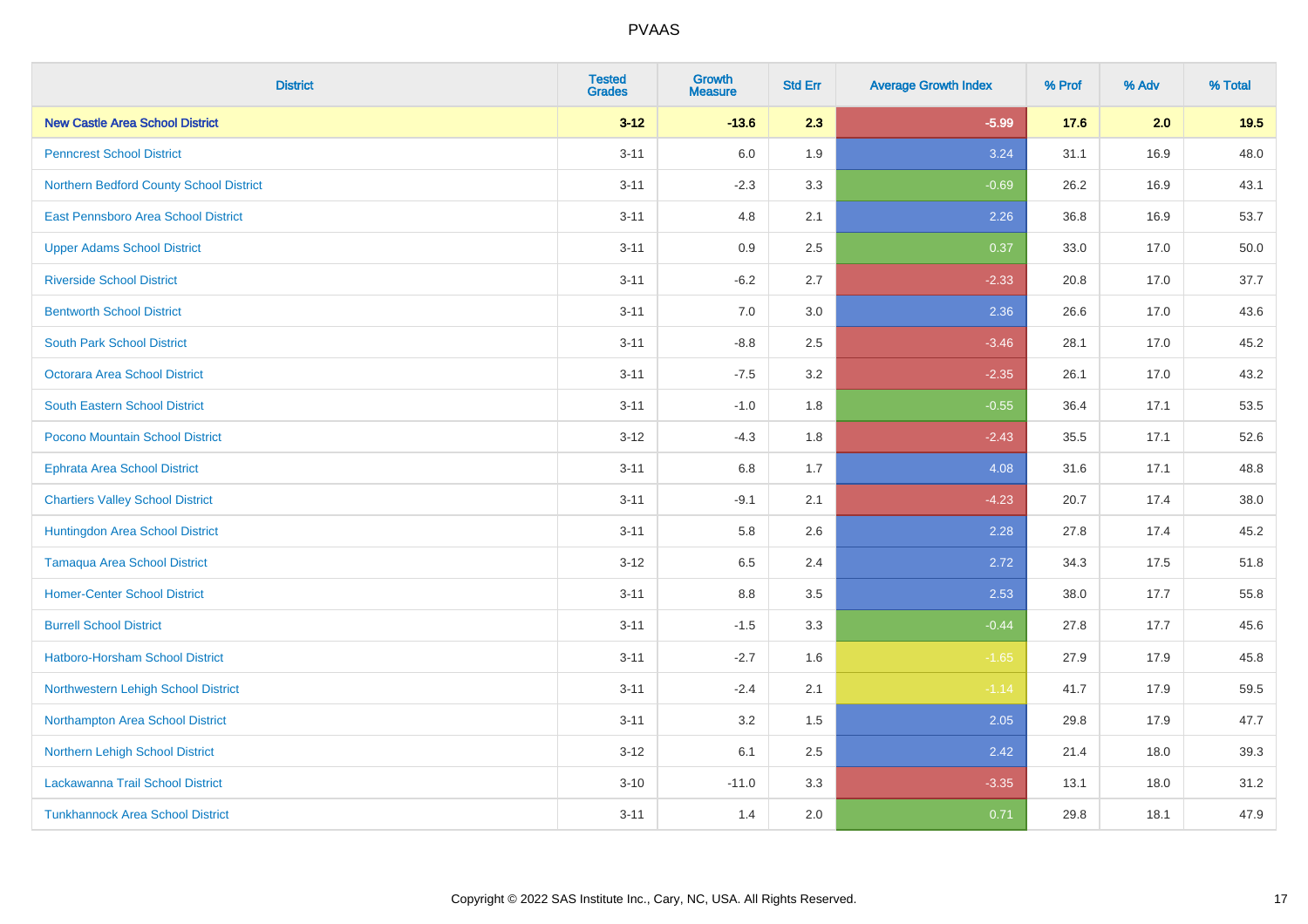| District | Tested Grades | Growth Measure | Std Err | Average Growth Index | % Prof | % Adv | % Total |
|---|---|---|---|---|---|---|---|
| **New Castle Area School District** | **3-12** | **-13.6** | **2.3** | **-5.99** | **17.6** | **2.0** | **19.5** |
| Penncrest School District | 3-11 | 6.0 | 1.9 | 3.24 | 31.1 | 16.9 | 48.0 |
| Northern Bedford County School District | 3-11 | -2.3 | 3.3 | -0.69 | 26.2 | 16.9 | 43.1 |
| East Pennsboro Area School District | 3-11 | 4.8 | 2.1 | 2.26 | 36.8 | 16.9 | 53.7 |
| Upper Adams School District | 3-11 | 0.9 | 2.5 | 0.37 | 33.0 | 17.0 | 50.0 |
| Riverside School District | 3-11 | -6.2 | 2.7 | -2.33 | 20.8 | 17.0 | 37.7 |
| Bentworth School District | 3-11 | 7.0 | 3.0 | 2.36 | 26.6 | 17.0 | 43.6 |
| South Park School District | 3-11 | -8.8 | 2.5 | -3.46 | 28.1 | 17.0 | 45.2 |
| Octorara Area School District | 3-11 | -7.5 | 3.2 | -2.35 | 26.1 | 17.0 | 43.2 |
| South Eastern School District | 3-11 | -1.0 | 1.8 | -0.55 | 36.4 | 17.1 | 53.5 |
| Pocono Mountain School District | 3-12 | -4.3 | 1.8 | -2.43 | 35.5 | 17.1 | 52.6 |
| Ephrata Area School District | 3-11 | 6.8 | 1.7 | 4.08 | 31.6 | 17.1 | 48.8 |
| Chartiers Valley School District | 3-11 | -9.1 | 2.1 | -4.23 | 20.7 | 17.4 | 38.0 |
| Huntingdon Area School District | 3-11 | 5.8 | 2.6 | 2.28 | 27.8 | 17.4 | 45.2 |
| Tamaqua Area School District | 3-12 | 6.5 | 2.4 | 2.72 | 34.3 | 17.5 | 51.8 |
| Homer-Center School District | 3-11 | 8.8 | 3.5 | 2.53 | 38.0 | 17.7 | 55.8 |
| Burrell School District | 3-11 | -1.5 | 3.3 | -0.44 | 27.8 | 17.7 | 45.6 |
| Hatboro-Horsham School District | 3-11 | -2.7 | 1.6 | -1.65 | 27.9 | 17.9 | 45.8 |
| Northwestern Lehigh School District | 3-11 | -2.4 | 2.1 | -1.14 | 41.7 | 17.9 | 59.5 |
| Northampton Area School District | 3-11 | 3.2 | 1.5 | 2.05 | 29.8 | 17.9 | 47.7 |
| Northern Lehigh School District | 3-12 | 6.1 | 2.5 | 2.42 | 21.4 | 18.0 | 39.3 |
| Lackawanna Trail School District | 3-10 | -11.0 | 3.3 | -3.35 | 13.1 | 18.0 | 31.2 |
| Tunkhannock Area School District | 3-11 | 1.4 | 2.0 | 0.71 | 29.8 | 18.1 | 47.9 |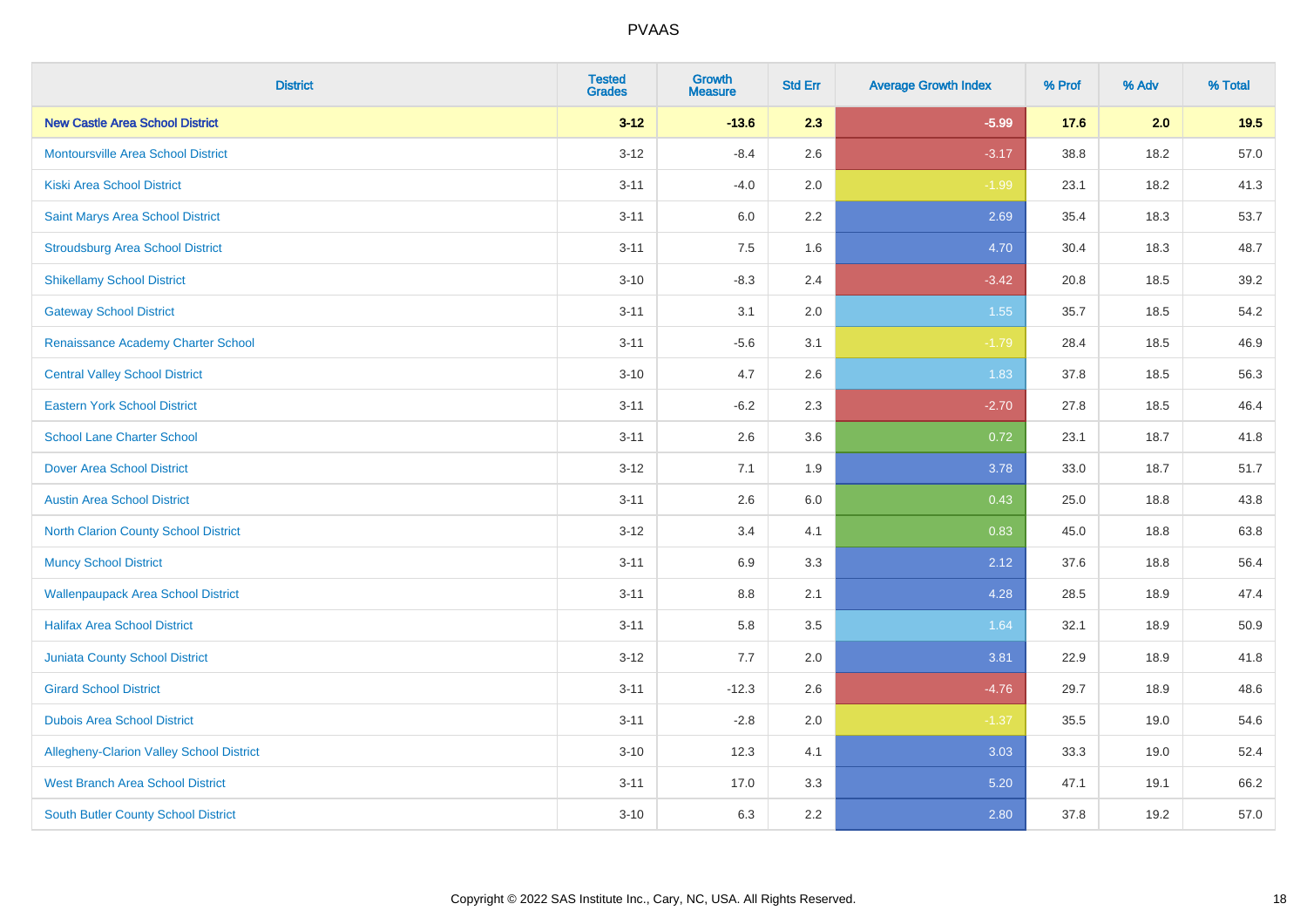# PVAAS

| District | Tested Grades | Growth Measure | Std Err | Average Growth Index | % Prof | % Adv | % Total |
|---|---|---|---|---|---|---|---|
| **New Castle Area School District** | **3-12** | **-13.6** | **2.3** | **-5.99** | **17.6** | **2.0** | **19.5** |
| Montoursville Area School District | 3-12 | -8.4 | 2.6 | -3.17 | 38.8 | 18.2 | 57.0 |
| Kiski Area School District | 3-11 | -4.0 | 2.0 | -1.99 | 23.1 | 18.2 | 41.3 |
| Saint Marys Area School District | 3-11 | 6.0 | 2.2 | 2.69 | 35.4 | 18.3 | 53.7 |
| Stroudsburg Area School District | 3-11 | 7.5 | 1.6 | 4.70 | 30.4 | 18.3 | 48.7 |
| Shikellamy School District | 3-10 | -8.3 | 2.4 | -3.42 | 20.8 | 18.5 | 39.2 |
| Gateway School District | 3-11 | 3.1 | 2.0 | 1.55 | 35.7 | 18.5 | 54.2 |
| Renaissance Academy Charter School | 3-11 | -5.6 | 3.1 | -1.79 | 28.4 | 18.5 | 46.9 |
| Central Valley School District | 3-10 | 4.7 | 2.6 | 1.83 | 37.8 | 18.5 | 56.3 |
| Eastern York School District | 3-11 | -6.2 | 2.3 | -2.70 | 27.8 | 18.5 | 46.4 |
| School Lane Charter School | 3-11 | 2.6 | 3.6 | 0.72 | 23.1 | 18.7 | 41.8 |
| Dover Area School District | 3-12 | 7.1 | 1.9 | 3.78 | 33.0 | 18.7 | 51.7 |
| Austin Area School District | 3-11 | 2.6 | 6.0 | 0.43 | 25.0 | 18.8 | 43.8 |
| North Clarion County School District | 3-12 | 3.4 | 4.1 | 0.83 | 45.0 | 18.8 | 63.8 |
| Muncy School District | 3-11 | 6.9 | 3.3 | 2.12 | 37.6 | 18.8 | 56.4 |
| Wallenpaupack Area School District | 3-11 | 8.8 | 2.1 | 4.28 | 28.5 | 18.9 | 47.4 |
| Halifax Area School District | 3-11 | 5.8 | 3.5 | 1.64 | 32.1 | 18.9 | 50.9 |
| Juniata County School District | 3-12 | 7.7 | 2.0 | 3.81 | 22.9 | 18.9 | 41.8 |
| Girard School District | 3-11 | -12.3 | 2.6 | -4.76 | 29.7 | 18.9 | 48.6 |
| Dubois Area School District | 3-11 | -2.8 | 2.0 | -1.37 | 35.5 | 19.0 | 54.6 |
| Allegheny-Clarion Valley School District | 3-10 | 12.3 | 4.1 | 3.03 | 33.3 | 19.0 | 52.4 |
| West Branch Area School District | 3-11 | 17.0 | 3.3 | 5.20 | 47.1 | 19.1 | 66.2 |
| South Butler County School District | 3-10 | 6.3 | 2.2 | 2.80 | 37.8 | 19.2 | 57.0 |

Copyright © 2022 SAS Institute Inc., Cary, NC, USA. All Rights Reserved.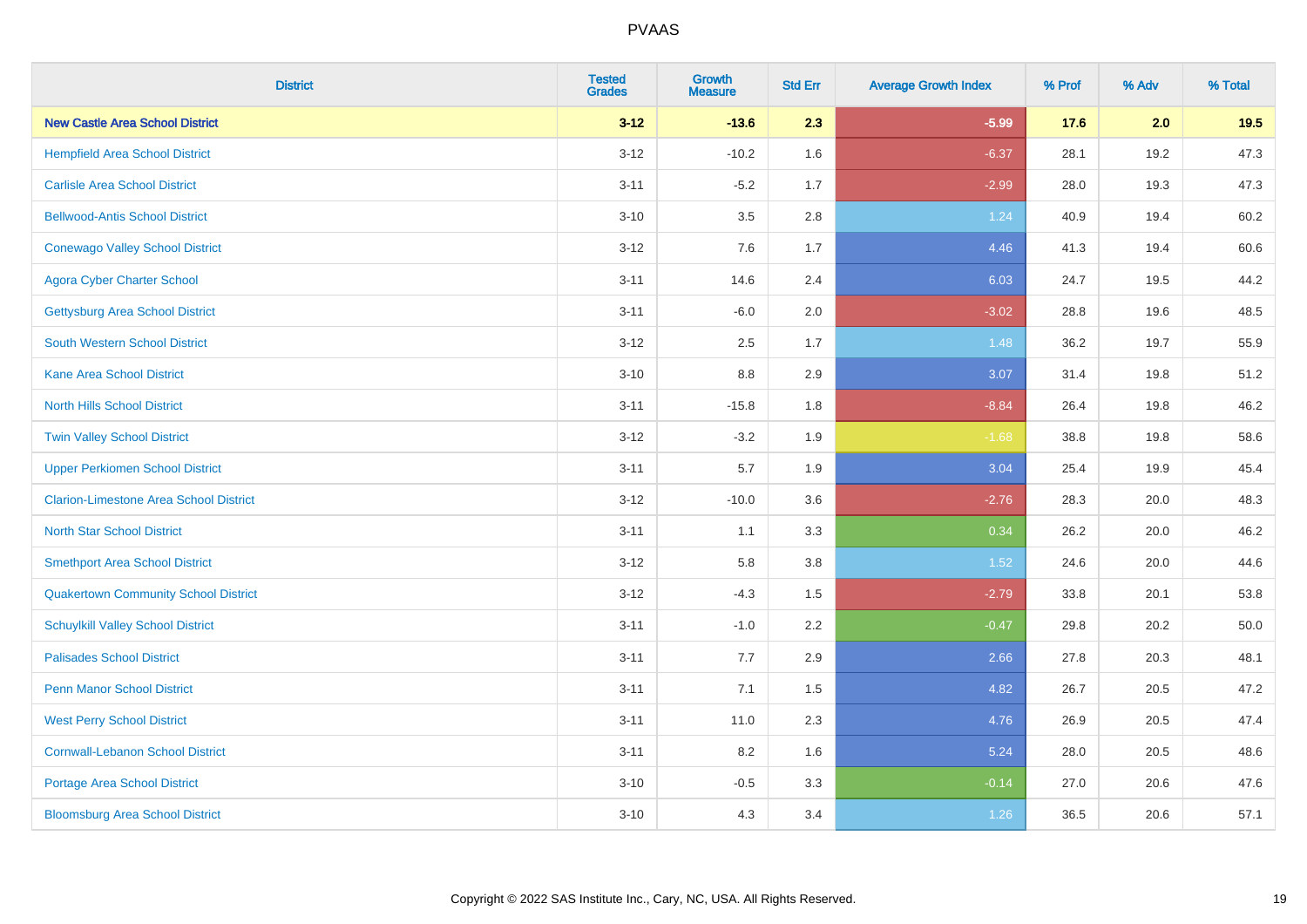# PVAAS

| District | Tested Grades | Growth Measure | Std Err | Average Growth Index | % Prof | % Adv | % Total |
|---|---|---|---|---|---|---|---|
| **New Castle Area School District** | **3-12** | **-13.6** | **2.3** | **-5.99** | **17.6** | **2.0** | **19.5** |
| Hempfield Area School District | 3-12 | -10.2 | 1.6 | -6.37 | 28.1 | 19.2 | 47.3 |
| Carlisle Area School District | 3-11 | -5.2 | 1.7 | -2.99 | 28.0 | 19.3 | 47.3 |
| Bellwood-Antis School District | 3-10 | 3.5 | 2.8 | 1.24 | 40.9 | 19.4 | 60.2 |
| Conewago Valley School District | 3-12 | 7.6 | 1.7 | 4.46 | 41.3 | 19.4 | 60.6 |
| Agora Cyber Charter School | 3-11 | 14.6 | 2.4 | 6.03 | 24.7 | 19.5 | 44.2 |
| Gettysburg Area School District | 3-11 | -6.0 | 2.0 | -3.02 | 28.8 | 19.6 | 48.5 |
| South Western School District | 3-12 | 2.5 | 1.7 | 1.48 | 36.2 | 19.7 | 55.9 |
| Kane Area School District | 3-10 | 8.8 | 2.9 | 3.07 | 31.4 | 19.8 | 51.2 |
| North Hills School District | 3-11 | -15.8 | 1.8 | -8.84 | 26.4 | 19.8 | 46.2 |
| Twin Valley School District | 3-12 | -3.2 | 1.9 | -1.68 | 38.8 | 19.8 | 58.6 |
| Upper Perkiomen School District | 3-11 | 5.7 | 1.9 | 3.04 | 25.4 | 19.9 | 45.4 |
| Clarion-Limestone Area School District | 3-12 | -10.0 | 3.6 | -2.76 | 28.3 | 20.0 | 48.3 |
| North Star School District | 3-11 | 1.1 | 3.3 | 0.34 | 26.2 | 20.0 | 46.2 |
| Smethport Area School District | 3-12 | 5.8 | 3.8 | 1.52 | 24.6 | 20.0 | 44.6 |
| Quakertown Community School District | 3-12 | -4.3 | 1.5 | -2.79 | 33.8 | 20.1 | 53.8 |
| Schuylkill Valley School District | 3-11 | -1.0 | 2.2 | -0.47 | 29.8 | 20.2 | 50.0 |
| Palisades School District | 3-11 | 7.7 | 2.9 | 2.66 | 27.8 | 20.3 | 48.1 |
| Penn Manor School District | 3-11 | 7.1 | 1.5 | 4.82 | 26.7 | 20.5 | 47.2 |
| West Perry School District | 3-11 | 11.0 | 2.3 | 4.76 | 26.9 | 20.5 | 47.4 |
| Cornwall-Lebanon School District | 3-11 | 8.2 | 1.6 | 5.24 | 28.0 | 20.5 | 48.6 |
| Portage Area School District | 3-10 | -0.5 | 3.3 | -0.14 | 27.0 | 20.6 | 47.6 |
| Bloomsburg Area School District | 3-10 | 4.3 | 3.4 | 1.26 | 36.5 | 20.6 | 57.1 |

Copyright © 2022 SAS Institute Inc., Cary, NC, USA. All Rights Reserved.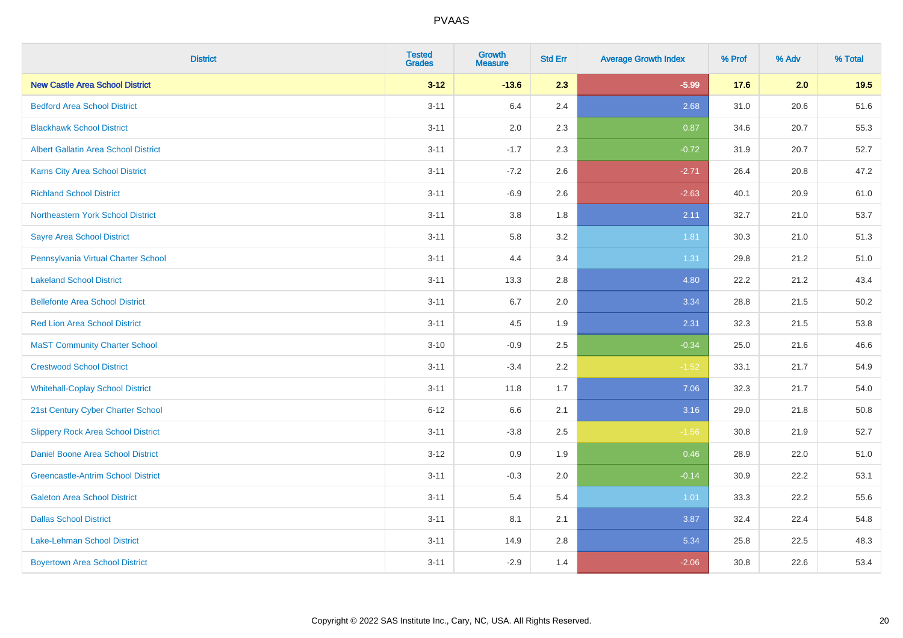| District | Tested Grades | Growth Measure | Std Err | Average Growth Index | % Prof | % Adv | % Total |
|---|---|---|---|---|---|---|---|
| **New Castle Area School District** | **3-12** | **-13.6** | **2.3** | **-5.99** | **17.6** | **2.0** | **19.5** |
| Bedford Area School District | 3-11 | 6.4 | 2.4 | 2.68 | 31.0 | 20.6 | 51.6 |
| Blackhawk School District | 3-11 | 2.0 | 2.3 | 0.87 | 34.6 | 20.7 | 55.3 |
| Albert Gallatin Area School District | 3-11 | -1.7 | 2.3 | -0.72 | 31.9 | 20.7 | 52.7 |
| Karns City Area School District | 3-11 | -7.2 | 2.6 | -2.71 | 26.4 | 20.8 | 47.2 |
| Richland School District | 3-11 | -6.9 | 2.6 | -2.63 | 40.1 | 20.9 | 61.0 |
| Northeastern York School District | 3-11 | 3.8 | 1.8 | 2.11 | 32.7 | 21.0 | 53.7 |
| Sayre Area School District | 3-11 | 5.8 | 3.2 | 1.81 | 30.3 | 21.0 | 51.3 |
| Pennsylvania Virtual Charter School | 3-11 | 4.4 | 3.4 | 1.31 | 29.8 | 21.2 | 51.0 |
| Lakeland School District | 3-11 | 13.3 | 2.8 | 4.80 | 22.2 | 21.2 | 43.4 |
| Bellefonte Area School District | 3-11 | 6.7 | 2.0 | 3.34 | 28.8 | 21.5 | 50.2 |
| Red Lion Area School District | 3-11 | 4.5 | 1.9 | 2.31 | 32.3 | 21.5 | 53.8 |
| MaST Community Charter School | 3-10 | -0.9 | 2.5 | -0.34 | 25.0 | 21.6 | 46.6 |
| Crestwood School District | 3-11 | -3.4 | 2.2 | -1.52 | 33.1 | 21.7 | 54.9 |
| Whitehall-Coplay School District | 3-11 | 11.8 | 1.7 | 7.06 | 32.3 | 21.7 | 54.0 |
| 21st Century Cyber Charter School | 6-12 | 6.6 | 2.1 | 3.16 | 29.0 | 21.8 | 50.8 |
| Slippery Rock Area School District | 3-11 | -3.8 | 2.5 | -1.56 | 30.8 | 21.9 | 52.7 |
| Daniel Boone Area School District | 3-12 | 0.9 | 1.9 | 0.46 | 28.9 | 22.0 | 51.0 |
| Greencastle-Antrim School District | 3-11 | -0.3 | 2.0 | -0.14 | 30.9 | 22.2 | 53.1 |
| Galeton Area School District | 3-11 | 5.4 | 5.4 | 1.01 | 33.3 | 22.2 | 55.6 |
| Dallas School District | 3-11 | 8.1 | 2.1 | 3.87 | 32.4 | 22.4 | 54.8 |
| Lake-Lehman School District | 3-11 | 14.9 | 2.8 | 5.34 | 25.8 | 22.5 | 48.3 |
| Boyertown Area School District | 3-11 | -2.9 | 1.4 | -2.06 | 30.8 | 22.6 | 53.4 |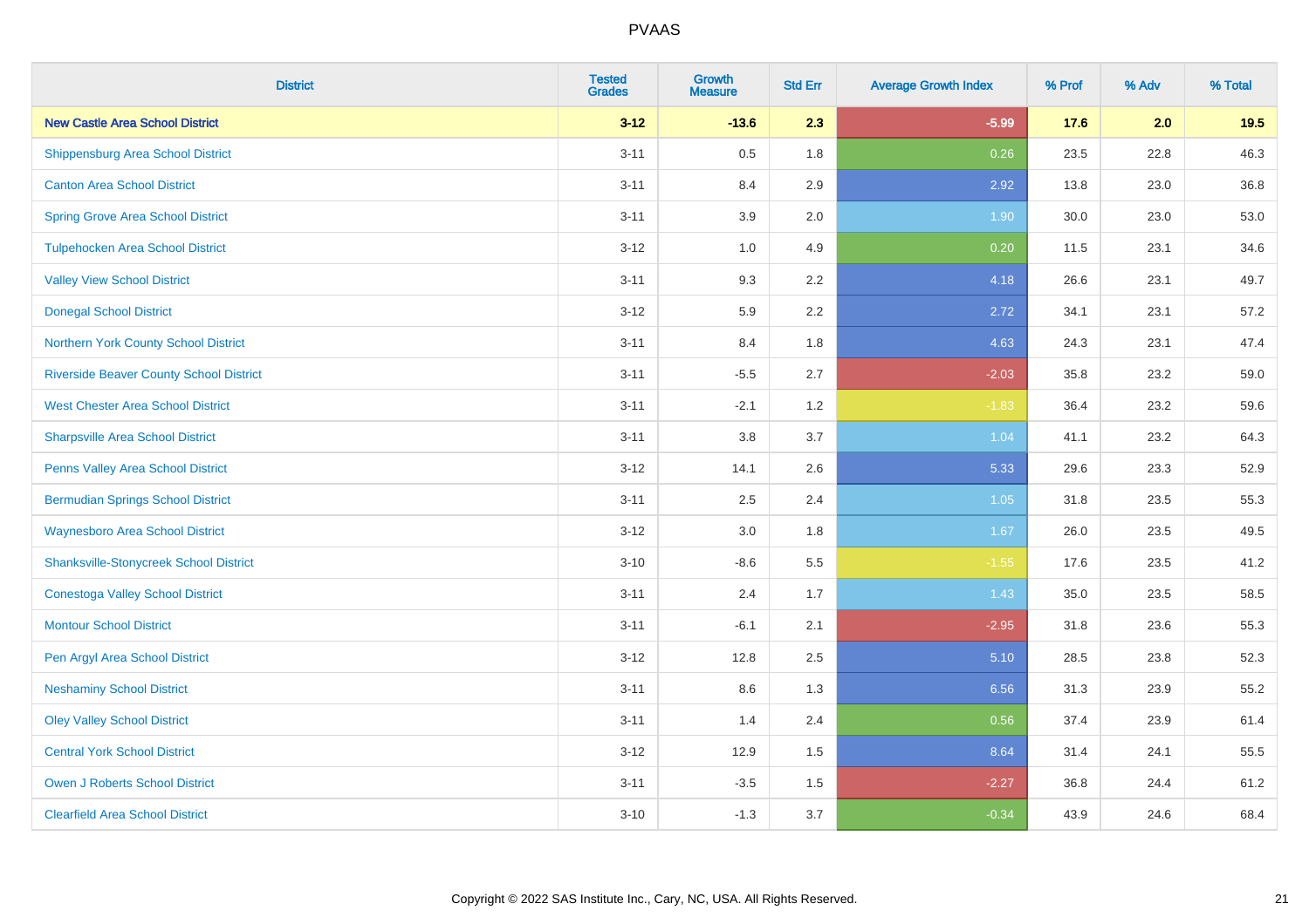# PVAAS

| District | Tested Grades | Growth Measure | Std Err | Average Growth Index | % Prof | % Adv | % Total |
|---|---|---|---|---|---|---|---|
| **New Castle Area School District** | **3-12** | **-13.6** | **2.3** | **-5.99** | **17.6** | **2.0** | **19.5** |
| Shippensburg Area School District | 3-11 | 0.5 | 1.8 | 0.26 | 23.5 | 22.8 | 46.3 |
| Canton Area School District | 3-11 | 8.4 | 2.9 | 2.92 | 13.8 | 23.0 | 36.8 |
| Spring Grove Area School District | 3-11 | 3.9 | 2.0 | 1.90 | 30.0 | 23.0 | 53.0 |
| Tulpehocken Area School District | 3-12 | 1.0 | 4.9 | 0.20 | 11.5 | 23.1 | 34.6 |
| Valley View School District | 3-11 | 9.3 | 2.2 | 4.18 | 26.6 | 23.1 | 49.7 |
| Donegal School District | 3-12 | 5.9 | 2.2 | 2.72 | 34.1 | 23.1 | 57.2 |
| Northern York County School District | 3-11 | 8.4 | 1.8 | 4.63 | 24.3 | 23.1 | 47.4 |
| Riverside Beaver County School District | 3-11 | -5.5 | 2.7 | -2.03 | 35.8 | 23.2 | 59.0 |
| West Chester Area School District | 3-11 | -2.1 | 1.2 | -1.83 | 36.4 | 23.2 | 59.6 |
| Sharpsville Area School District | 3-11 | 3.8 | 3.7 | 1.04 | 41.1 | 23.2 | 64.3 |
| Penns Valley Area School District | 3-12 | 14.1 | 2.6 | 5.33 | 29.6 | 23.3 | 52.9 |
| Bermudian Springs School District | 3-11 | 2.5 | 2.4 | 1.05 | 31.8 | 23.5 | 55.3 |
| Waynesboro Area School District | 3-12 | 3.0 | 1.8 | 1.67 | 26.0 | 23.5 | 49.5 |
| Shanksville-Stonycreek School District | 3-10 | -8.6 | 5.5 | -1.55 | 17.6 | 23.5 | 41.2 |
| Conestoga Valley School District | 3-11 | 2.4 | 1.7 | 1.43 | 35.0 | 23.5 | 58.5 |
| Montour School District | 3-11 | -6.1 | 2.1 | -2.95 | 31.8 | 23.6 | 55.3 |
| Pen Argyl Area School District | 3-12 | 12.8 | 2.5 | 5.10 | 28.5 | 23.8 | 52.3 |
| Neshaminy School District | 3-11 | 8.6 | 1.3 | 6.56 | 31.3 | 23.9 | 55.2 |
| Oley Valley School District | 3-11 | 1.4 | 2.4 | 0.56 | 37.4 | 23.9 | 61.4 |
| Central York School District | 3-12 | 12.9 | 1.5 | 8.64 | 31.4 | 24.1 | 55.5 |
| Owen J Roberts School District | 3-11 | -3.5 | 1.5 | -2.27 | 36.8 | 24.4 | 61.2 |
| Clearfield Area School District | 3-10 | -1.3 | 3.7 | -0.34 | 43.9 | 24.6 | 68.4 |

Copyright © 2022 SAS Institute Inc., Cary, NC, USA. All Rights Reserved.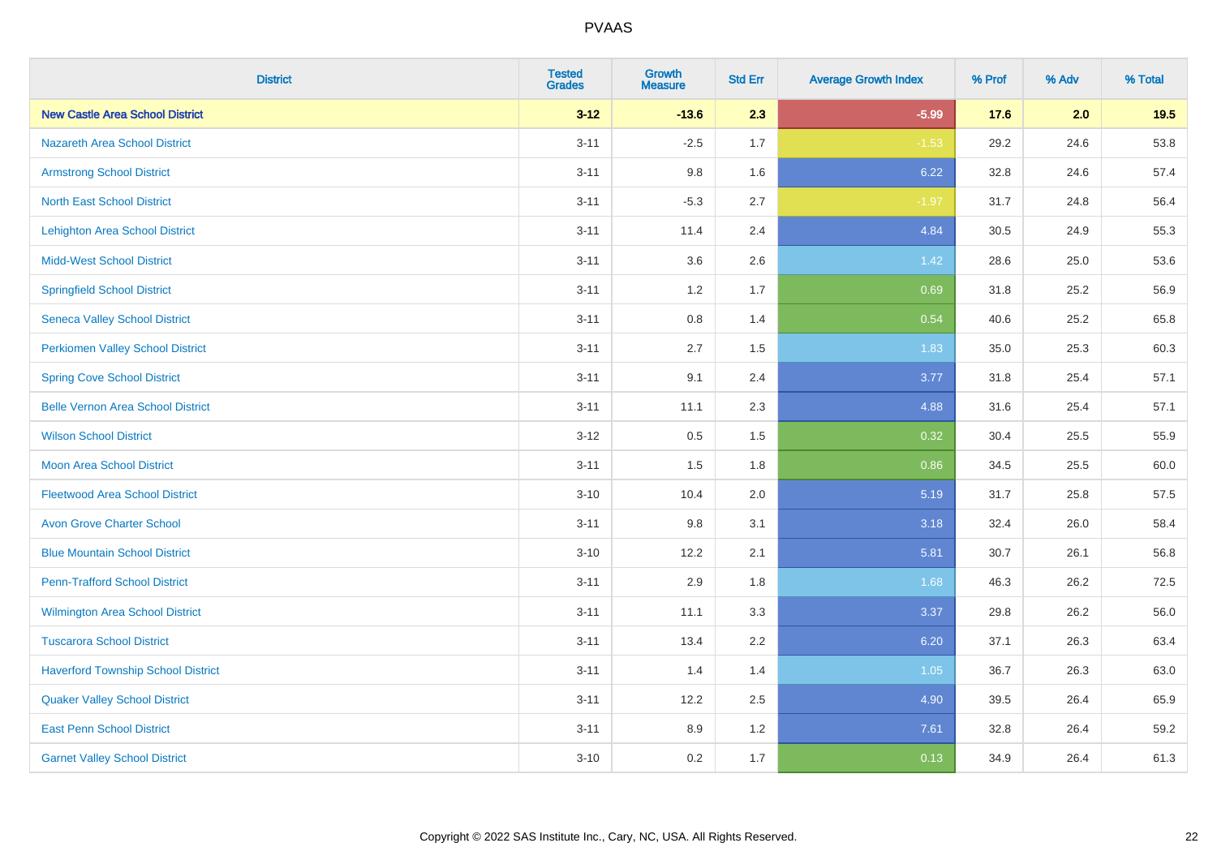| District | Tested Grades | Growth Measure | Std Err | Average Growth Index | % Prof | % Adv | % Total |
|---|---|---|---|---|---|---|---|
| **New Castle Area School District** | **3-12** | **-13.6** | **2.3** | **-5.99** | **17.6** | **2.0** | **19.5** |
| Nazareth Area School District | 3-11 | -2.5 | 1.7 | -1.53 | 29.2 | 24.6 | 53.8 |
| Armstrong School District | 3-11 | 9.8 | 1.6 | 6.22 | 32.8 | 24.6 | 57.4 |
| North East School District | 3-11 | -5.3 | 2.7 | -1.97 | 31.7 | 24.8 | 56.4 |
| Lehighton Area School District | 3-11 | 11.4 | 2.4 | 4.84 | 30.5 | 24.9 | 55.3 |
| Midd-West School District | 3-11 | 3.6 | 2.6 | 1.42 | 28.6 | 25.0 | 53.6 |
| Springfield School District | 3-11 | 1.2 | 1.7 | 0.69 | 31.8 | 25.2 | 56.9 |
| Seneca Valley School District | 3-11 | 0.8 | 1.4 | 0.54 | 40.6 | 25.2 | 65.8 |
| Perkiomen Valley School District | 3-11 | 2.7 | 1.5 | 1.83 | 35.0 | 25.3 | 60.3 |
| Spring Cove School District | 3-11 | 9.1 | 2.4 | 3.77 | 31.8 | 25.4 | 57.1 |
| Belle Vernon Area School District | 3-11 | 11.1 | 2.3 | 4.88 | 31.6 | 25.4 | 57.1 |
| Wilson School District | 3-12 | 0.5 | 1.5 | 0.32 | 30.4 | 25.5 | 55.9 |
| Moon Area School District | 3-11 | 1.5 | 1.8 | 0.86 | 34.5 | 25.5 | 60.0 |
| Fleetwood Area School District | 3-10 | 10.4 | 2.0 | 5.19 | 31.7 | 25.8 | 57.5 |
| Avon Grove Charter School | 3-11 | 9.8 | 3.1 | 3.18 | 32.4 | 26.0 | 58.4 |
| Blue Mountain School District | 3-10 | 12.2 | 2.1 | 5.81 | 30.7 | 26.1 | 56.8 |
| Penn-Trafford School District | 3-11 | 2.9 | 1.8 | 1.68 | 46.3 | 26.2 | 72.5 |
| Wilmington Area School District | 3-11 | 11.1 | 3.3 | 3.37 | 29.8 | 26.2 | 56.0 |
| Tuscarora School District | 3-11 | 13.4 | 2.2 | 6.20 | 37.1 | 26.3 | 63.4 |
| Haverford Township School District | 3-11 | 1.4 | 1.4 | 1.05 | 36.7 | 26.3 | 63.0 |
| Quaker Valley School District | 3-11 | 12.2 | 2.5 | 4.90 | 39.5 | 26.4 | 65.9 |
| East Penn School District | 3-11 | 8.9 | 1.2 | 7.61 | 32.8 | 26.4 | 59.2 |
| Garnet Valley School District | 3-10 | 0.2 | 1.7 | 0.13 | 34.9 | 26.4 | 61.3 |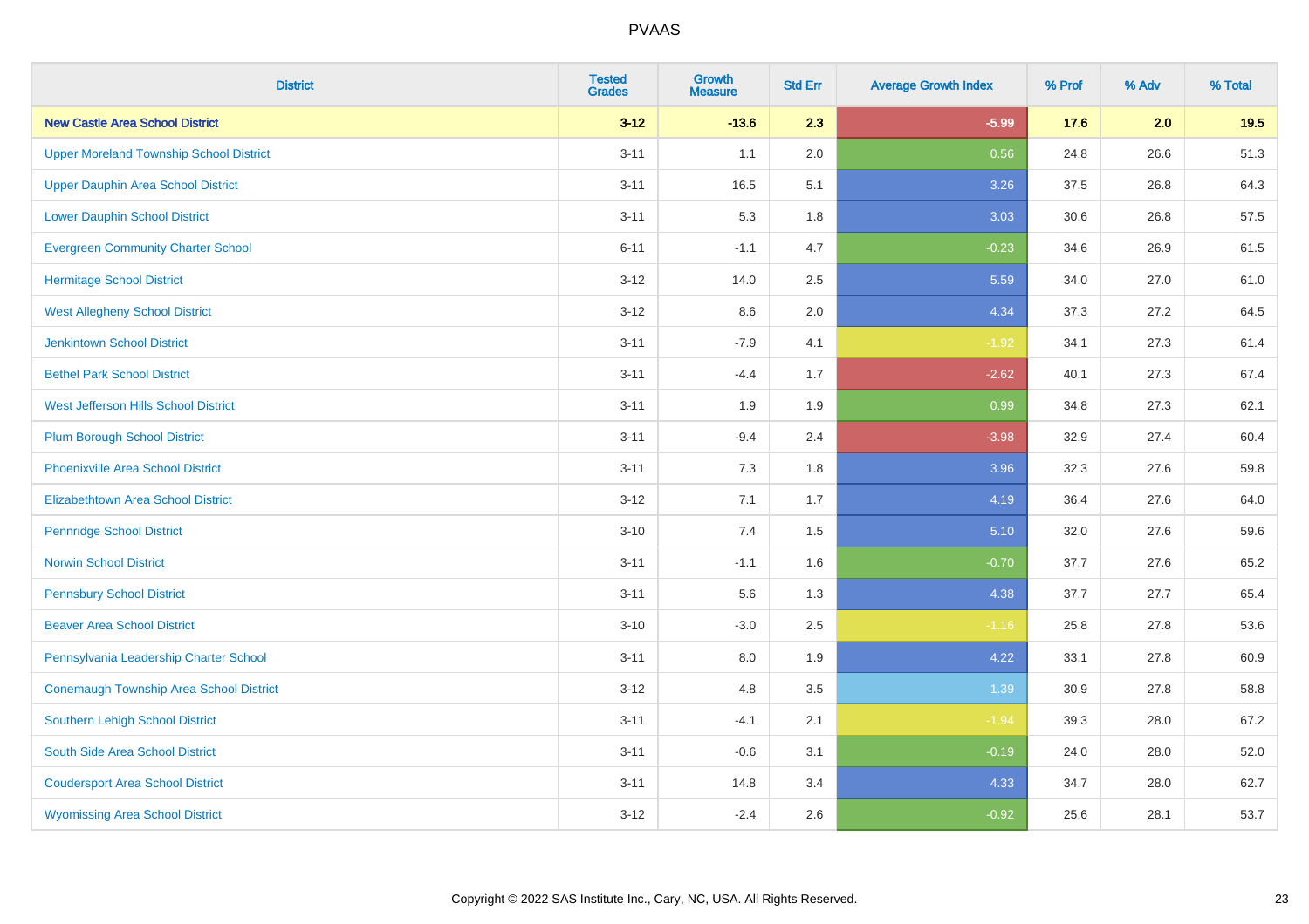| District | Tested Grades | Growth Measure | Std Err | Average Growth Index | % Prof | % Adv | % Total |
|---|---|---|---|---|---|---|---|
| **New Castle Area School District** | **3-12** | **-13.6** | **2.3** | **-5.99** | **17.6** | **2.0** | **19.5** |
| Upper Moreland Township School District | 3-11 | 1.1 | 2.0 | 0.56 | 24.8 | 26.6 | 51.3 |
| Upper Dauphin Area School District | 3-11 | 16.5 | 5.1 | 3.26 | 37.5 | 26.8 | 64.3 |
| Lower Dauphin School District | 3-11 | 5.3 | 1.8 | 3.03 | 30.6 | 26.8 | 57.5 |
| Evergreen Community Charter School | 6-11 | -1.1 | 4.7 | -0.23 | 34.6 | 26.9 | 61.5 |
| Hermitage School District | 3-12 | 14.0 | 2.5 | 5.59 | 34.0 | 27.0 | 61.0 |
| West Allegheny School District | 3-12 | 8.6 | 2.0 | 4.34 | 37.3 | 27.2 | 64.5 |
| Jenkintown School District | 3-11 | -7.9 | 4.1 | -1.92 | 34.1 | 27.3 | 61.4 |
| Bethel Park School District | 3-11 | -4.4 | 1.7 | -2.62 | 40.1 | 27.3 | 67.4 |
| West Jefferson Hills School District | 3-11 | 1.9 | 1.9 | 0.99 | 34.8 | 27.3 | 62.1 |
| Plum Borough School District | 3-11 | -9.4 | 2.4 | -3.98 | 32.9 | 27.4 | 60.4 |
| Phoenixville Area School District | 3-11 | 7.3 | 1.8 | 3.96 | 32.3 | 27.6 | 59.8 |
| Elizabethtown Area School District | 3-12 | 7.1 | 1.7 | 4.19 | 36.4 | 27.6 | 64.0 |
| Pennridge School District | 3-10 | 7.4 | 1.5 | 5.10 | 32.0 | 27.6 | 59.6 |
| Norwin School District | 3-11 | -1.1 | 1.6 | -0.70 | 37.7 | 27.6 | 65.2 |
| Pennsbury School District | 3-11 | 5.6 | 1.3 | 4.38 | 37.7 | 27.7 | 65.4 |
| Beaver Area School District | 3-10 | -3.0 | 2.5 | -1.16 | 25.8 | 27.8 | 53.6 |
| Pennsylvania Leadership Charter School | 3-11 | 8.0 | 1.9 | 4.22 | 33.1 | 27.8 | 60.9 |
| Conemaugh Township Area School District | 3-12 | 4.8 | 3.5 | 1.39 | 30.9 | 27.8 | 58.8 |
| Southern Lehigh School District | 3-11 | -4.1 | 2.1 | -1.94 | 39.3 | 28.0 | 67.2 |
| South Side Area School District | 3-11 | -0.6 | 3.1 | -0.19 | 24.0 | 28.0 | 52.0 |
| Coudersport Area School District | 3-11 | 14.8 | 3.4 | 4.33 | 34.7 | 28.0 | 62.7 |
| Wyomissing Area School District | 3-12 | -2.4 | 2.6 | -0.92 | 25.6 | 28.1 | 53.7 |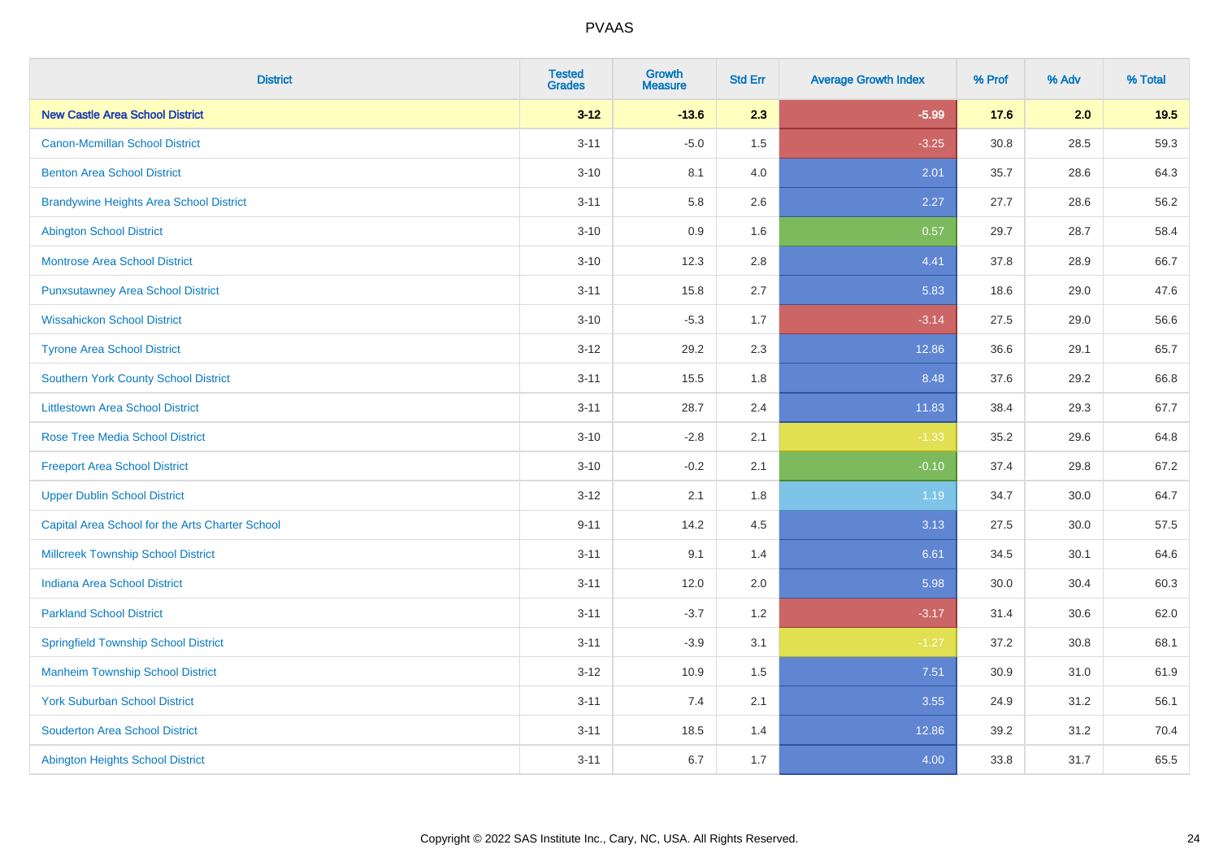# PVAAS

| District | Tested Grades | Growth Measure | Std Err | Average Growth Index | % Prof | % Adv | % Total |
|---|---|---|---|---|---|---|---|
| **New Castle Area School District** | **3-12** | **-13.6** | **2.3** | **-5.99** | **17.6** | **2.0** | **19.5** |
| Canon-Mcmillan School District | 3-11 | -5.0 | 1.5 | -3.25 | 30.8 | 28.5 | 59.3 |
| Benton Area School District | 3-10 | 8.1 | 4.0 | 2.01 | 35.7 | 28.6 | 64.3 |
| Brandywine Heights Area School District | 3-11 | 5.8 | 2.6 | 2.27 | 27.7 | 28.6 | 56.2 |
| Abington School District | 3-10 | 0.9 | 1.6 | 0.57 | 29.7 | 28.7 | 58.4 |
| Montrose Area School District | 3-10 | 12.3 | 2.8 | 4.41 | 37.8 | 28.9 | 66.7 |
| Punxsutawney Area School District | 3-11 | 15.8 | 2.7 | 5.83 | 18.6 | 29.0 | 47.6 |
| Wissahickon School District | 3-10 | -5.3 | 1.7 | -3.14 | 27.5 | 29.0 | 56.6 |
| Tyrone Area School District | 3-12 | 29.2 | 2.3 | 12.86 | 36.6 | 29.1 | 65.7 |
| Southern York County School District | 3-11 | 15.5 | 1.8 | 8.48 | 37.6 | 29.2 | 66.8 |
| Littlestown Area School District | 3-11 | 28.7 | 2.4 | 11.83 | 38.4 | 29.3 | 67.7 |
| Rose Tree Media School District | 3-10 | -2.8 | 2.1 | -1.33 | 35.2 | 29.6 | 64.8 |
| Freeport Area School District | 3-10 | -0.2 | 2.1 | -0.10 | 37.4 | 29.8 | 67.2 |
| Upper Dublin School District | 3-12 | 2.1 | 1.8 | 1.19 | 34.7 | 30.0 | 64.7 |
| Capital Area School for the Arts Charter School | 9-11 | 14.2 | 4.5 | 3.13 | 27.5 | 30.0 | 57.5 |
| Millcreek Township School District | 3-11 | 9.1 | 1.4 | 6.61 | 34.5 | 30.1 | 64.6 |
| Indiana Area School District | 3-11 | 12.0 | 2.0 | 5.98 | 30.0 | 30.4 | 60.3 |
| Parkland School District | 3-11 | -3.7 | 1.2 | -3.17 | 31.4 | 30.6 | 62.0 |
| Springfield Township School District | 3-11 | -3.9 | 3.1 | -1.27 | 37.2 | 30.8 | 68.1 |
| Manheim Township School District | 3-12 | 10.9 | 1.5 | 7.51 | 30.9 | 31.0 | 61.9 |
| York Suburban School District | 3-11 | 7.4 | 2.1 | 3.55 | 24.9 | 31.2 | 56.1 |
| Souderton Area School District | 3-11 | 18.5 | 1.4 | 12.86 | 39.2 | 31.2 | 70.4 |
| Abington Heights School District | 3-11 | 6.7 | 1.7 | 4.00 | 33.8 | 31.7 | 65.5 |

Copyright © 2022 SAS Institute Inc., Cary, NC, USA. All Rights Reserved.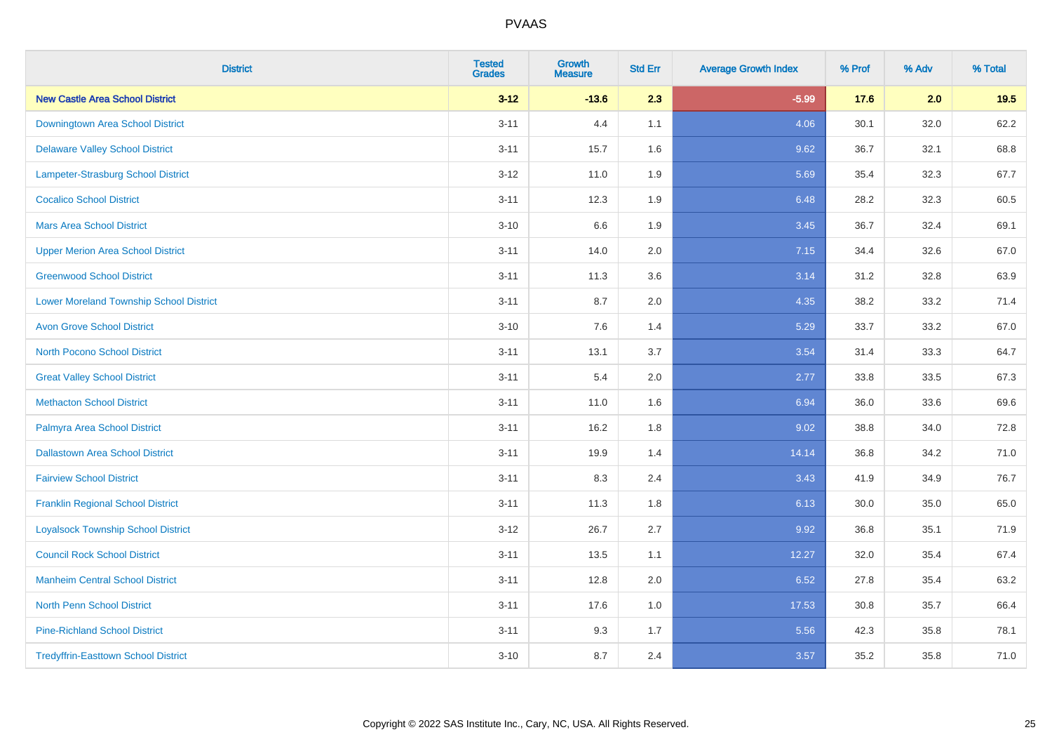PVAAS

| District | Tested Grades | Growth Measure | Std Err | Average Growth Index | % Prof | % Adv | % Total |
|---|---|---|---|---|---|---|---|
| **New Castle Area School District** | **3-12** | **-13.6** | **2.3** | **-5.99** | **17.6** | **2.0** | **19.5** |
| Downingtown Area School District | 3-11 | 4.4 | 1.1 | 4.06 | 30.1 | 32.0 | 62.2 |
| Delaware Valley School District | 3-11 | 15.7 | 1.6 | 9.62 | 36.7 | 32.1 | 68.8 |
| Lampeter-Strasburg School District | 3-12 | 11.0 | 1.9 | 5.69 | 35.4 | 32.3 | 67.7 |
| Cocalico School District | 3-11 | 12.3 | 1.9 | 6.48 | 28.2 | 32.3 | 60.5 |
| Mars Area School District | 3-10 | 6.6 | 1.9 | 3.45 | 36.7 | 32.4 | 69.1 |
| Upper Merion Area School District | 3-11 | 14.0 | 2.0 | 7.15 | 34.4 | 32.6 | 67.0 |
| Greenwood School District | 3-11 | 11.3 | 3.6 | 3.14 | 31.2 | 32.8 | 63.9 |
| Lower Moreland Township School District | 3-11 | 8.7 | 2.0 | 4.35 | 38.2 | 33.2 | 71.4 |
| Avon Grove School District | 3-10 | 7.6 | 1.4 | 5.29 | 33.7 | 33.2 | 67.0 |
| North Pocono School District | 3-11 | 13.1 | 3.7 | 3.54 | 31.4 | 33.3 | 64.7 |
| Great Valley School District | 3-11 | 5.4 | 2.0 | 2.77 | 33.8 | 33.5 | 67.3 |
| Methacton School District | 3-11 | 11.0 | 1.6 | 6.94 | 36.0 | 33.6 | 69.6 |
| Palmyra Area School District | 3-11 | 16.2 | 1.8 | 9.02 | 38.8 | 34.0 | 72.8 |
| Dallastown Area School District | 3-11 | 19.9 | 1.4 | 14.14 | 36.8 | 34.2 | 71.0 |
| Fairview School District | 3-11 | 8.3 | 2.4 | 3.43 | 41.9 | 34.9 | 76.7 |
| Franklin Regional School District | 3-11 | 11.3 | 1.8 | 6.13 | 30.0 | 35.0 | 65.0 |
| Loyalsock Township School District | 3-12 | 26.7 | 2.7 | 9.92 | 36.8 | 35.1 | 71.9 |
| Council Rock School District | 3-11 | 13.5 | 1.1 | 12.27 | 32.0 | 35.4 | 67.4 |
| Manheim Central School District | 3-11 | 12.8 | 2.0 | 6.52 | 27.8 | 35.4 | 63.2 |
| North Penn School District | 3-11 | 17.6 | 1.0 | 17.53 | 30.8 | 35.7 | 66.4 |
| Pine-Richland School District | 3-11 | 9.3 | 1.7 | 5.56 | 42.3 | 35.8 | 78.1 |
| Tredyffrin-Easttown School District | 3-10 | 8.7 | 2.4 | 3.57 | 35.2 | 35.8 | 71.0 |

Copyright © 2022 SAS Institute Inc., Cary, NC, USA. All Rights Reserved.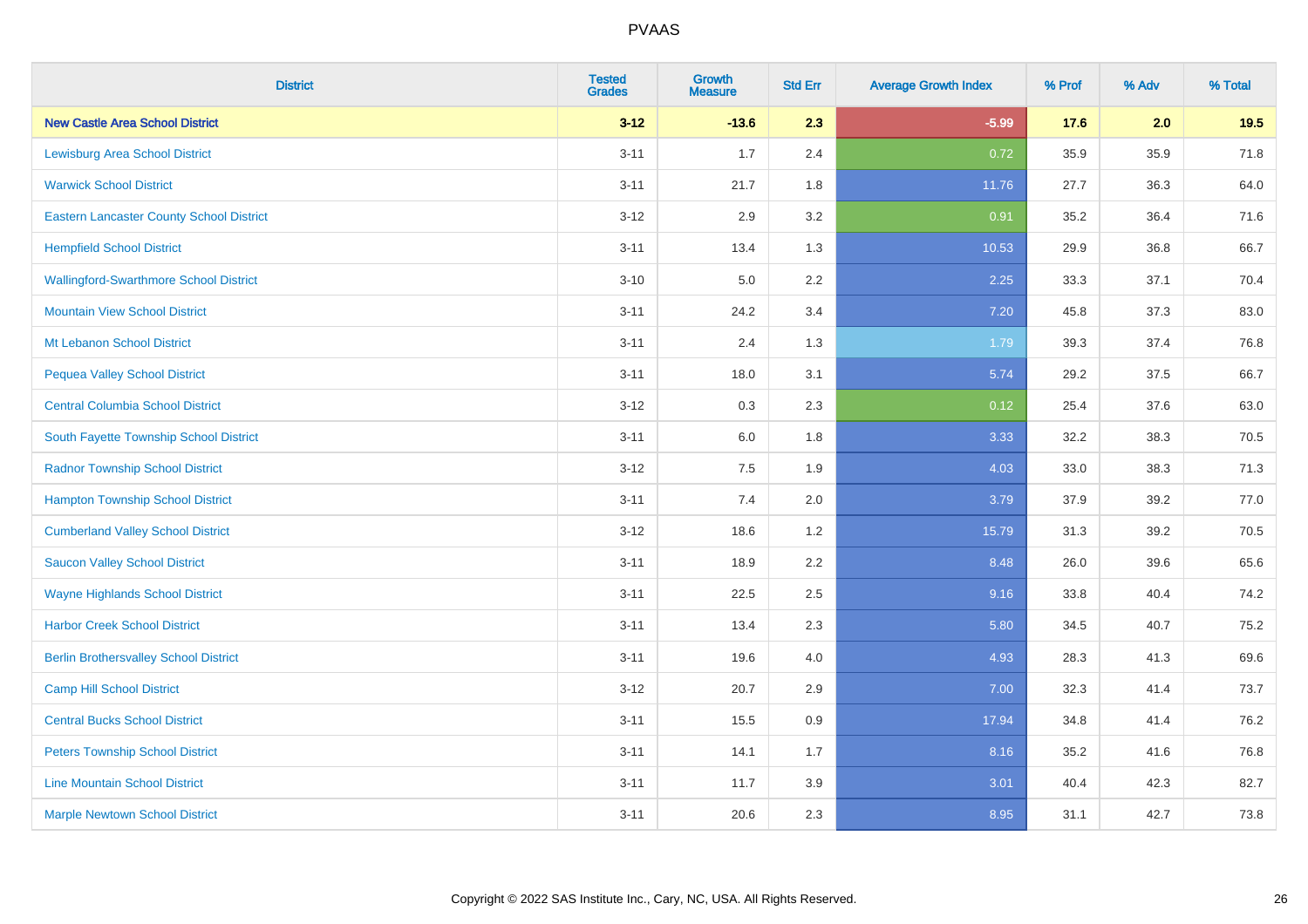| District | Tested Grades | Growth Measure | Std Err | Average Growth Index | % Prof | % Adv | % Total |
|---|---|---|---|---|---|---|---|
| **New Castle Area School District** | **3-12** | **-13.6** | **2.3** | **-5.99** | **17.6** | **2.0** | **19.5** |
| Lewisburg Area School District | 3-11 | 1.7 | 2.4 | 0.72 | 35.9 | 35.9 | 71.8 |
| Warwick School District | 3-11 | 21.7 | 1.8 | 11.76 | 27.7 | 36.3 | 64.0 |
| Eastern Lancaster County School District | 3-12 | 2.9 | 3.2 | 0.91 | 35.2 | 36.4 | 71.6 |
| Hempfield School District | 3-11 | 13.4 | 1.3 | 10.53 | 29.9 | 36.8 | 66.7 |
| Wallingford-Swarthmore School District | 3-10 | 5.0 | 2.2 | 2.25 | 33.3 | 37.1 | 70.4 |
| Mountain View School District | 3-11 | 24.2 | 3.4 | 7.20 | 45.8 | 37.3 | 83.0 |
| Mt Lebanon School District | 3-11 | 2.4 | 1.3 | 1.79 | 39.3 | 37.4 | 76.8 |
| Pequea Valley School District | 3-11 | 18.0 | 3.1 | 5.74 | 29.2 | 37.5 | 66.7 |
| Central Columbia School District | 3-12 | 0.3 | 2.3 | 0.12 | 25.4 | 37.6 | 63.0 |
| South Fayette Township School District | 3-11 | 6.0 | 1.8 | 3.33 | 32.2 | 38.3 | 70.5 |
| Radnor Township School District | 3-12 | 7.5 | 1.9 | 4.03 | 33.0 | 38.3 | 71.3 |
| Hampton Township School District | 3-11 | 7.4 | 2.0 | 3.79 | 37.9 | 39.2 | 77.0 |
| Cumberland Valley School District | 3-12 | 18.6 | 1.2 | 15.79 | 31.3 | 39.2 | 70.5 |
| Saucon Valley School District | 3-11 | 18.9 | 2.2 | 8.48 | 26.0 | 39.6 | 65.6 |
| Wayne Highlands School District | 3-11 | 22.5 | 2.5 | 9.16 | 33.8 | 40.4 | 74.2 |
| Harbor Creek School District | 3-11 | 13.4 | 2.3 | 5.80 | 34.5 | 40.7 | 75.2 |
| Berlin Brothersvalley School District | 3-11 | 19.6 | 4.0 | 4.93 | 28.3 | 41.3 | 69.6 |
| Camp Hill School District | 3-12 | 20.7 | 2.9 | 7.00 | 32.3 | 41.4 | 73.7 |
| Central Bucks School District | 3-11 | 15.5 | 0.9 | 17.94 | 34.8 | 41.4 | 76.2 |
| Peters Township School District | 3-11 | 14.1 | 1.7 | 8.16 | 35.2 | 41.6 | 76.8 |
| Line Mountain School District | 3-11 | 11.7 | 3.9 | 3.01 | 40.4 | 42.3 | 82.7 |
| Marple Newtown School District | 3-11 | 20.6 | 2.3 | 8.95 | 31.1 | 42.7 | 73.8 |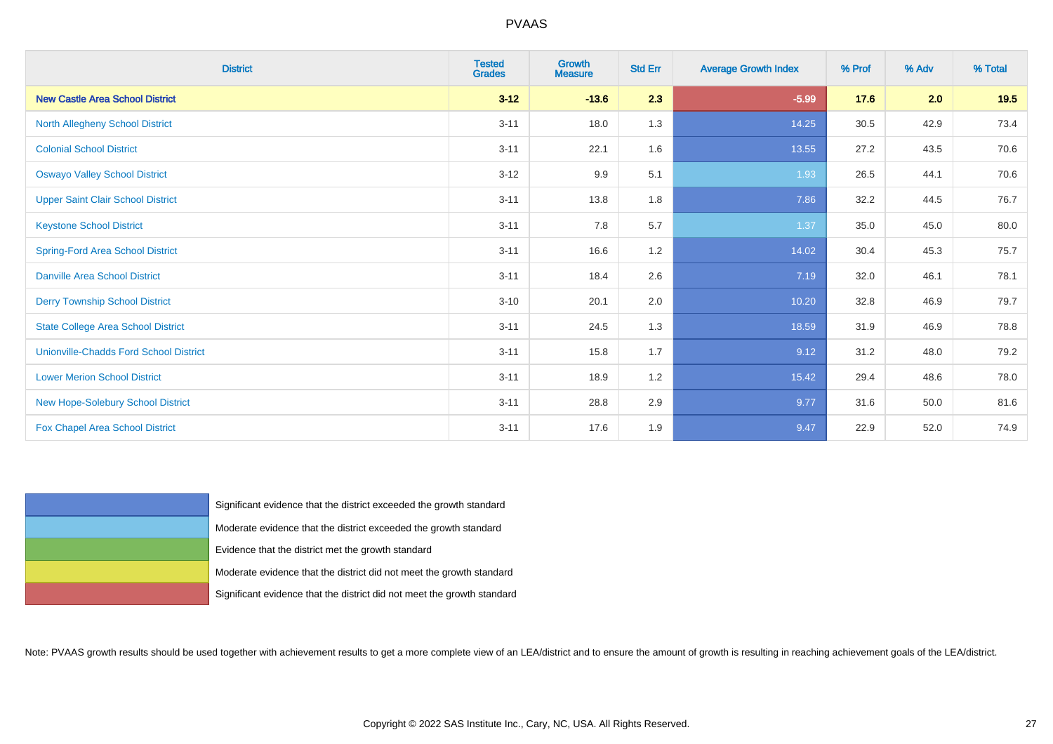PVAAS

| District | Tested Grades | Growth Measure | Std Err | Average Growth Index | % Prof | % Adv | % Total |
|---|---|---|---|---|---|---|---|
| **New Castle Area School District** | **3-12** | **-13.6** | **2.3** | **-5.99** | **17.6** | **2.0** | **19.5** |
| North Allegheny School District | 3-11 | 18.0 | 1.3 | 14.25 | 30.5 | 42.9 | 73.4 |
| Colonial School District | 3-11 | 22.1 | 1.6 | 13.55 | 27.2 | 43.5 | 70.6 |
| Oswayo Valley School District | 3-12 | 9.9 | 5.1 | 1.93 | 26.5 | 44.1 | 70.6 |
| Upper Saint Clair School District | 3-11 | 13.8 | 1.8 | 7.86 | 32.2 | 44.5 | 76.7 |
| Keystone School District | 3-11 | 7.8 | 5.7 | 1.37 | 35.0 | 45.0 | 80.0 |
| Spring-Ford Area School District | 3-11 | 16.6 | 1.2 | 14.02 | 30.4 | 45.3 | 75.7 |
| Danville Area School District | 3-11 | 18.4 | 2.6 | 7.19 | 32.0 | 46.1 | 78.1 |
| Derry Township School District | 3-10 | 20.1 | 2.0 | 10.20 | 32.8 | 46.9 | 79.7 |
| State College Area School District | 3-11 | 24.5 | 1.3 | 18.59 | 31.9 | 46.9 | 78.8 |
| Unionville-Chadds Ford School District | 3-11 | 15.8 | 1.7 | 9.12 | 31.2 | 48.0 | 79.2 |
| Lower Merion School District | 3-11 | 18.9 | 1.2 | 15.42 | 29.4 | 48.6 | 78.0 |
| New Hope-Solebury School District | 3-11 | 28.8 | 2.9 | 9.77 | 31.6 | 50.0 | 81.6 |
| Fox Chapel Area School District | 3-11 | 17.6 | 1.9 | 9.47 | 22.9 | 52.0 | 74.9 |

- Significant evidence that the district exceeded the growth standard
- Moderate evidence that the district exceeded the growth standard
- Evidence that the district met the growth standard
- Moderate evidence that the district did not meet the growth standard
- Significant evidence that the district did not meet the growth standard

Note: PVAAS growth results should be used together with achievement results to get a more complete view of an LEA/district and to ensure the amount of growth is resulting in reaching achievement goals of the LEA/district.

Copyright © 2022 SAS Institute Inc., Cary, NC, USA. All Rights Reserved.